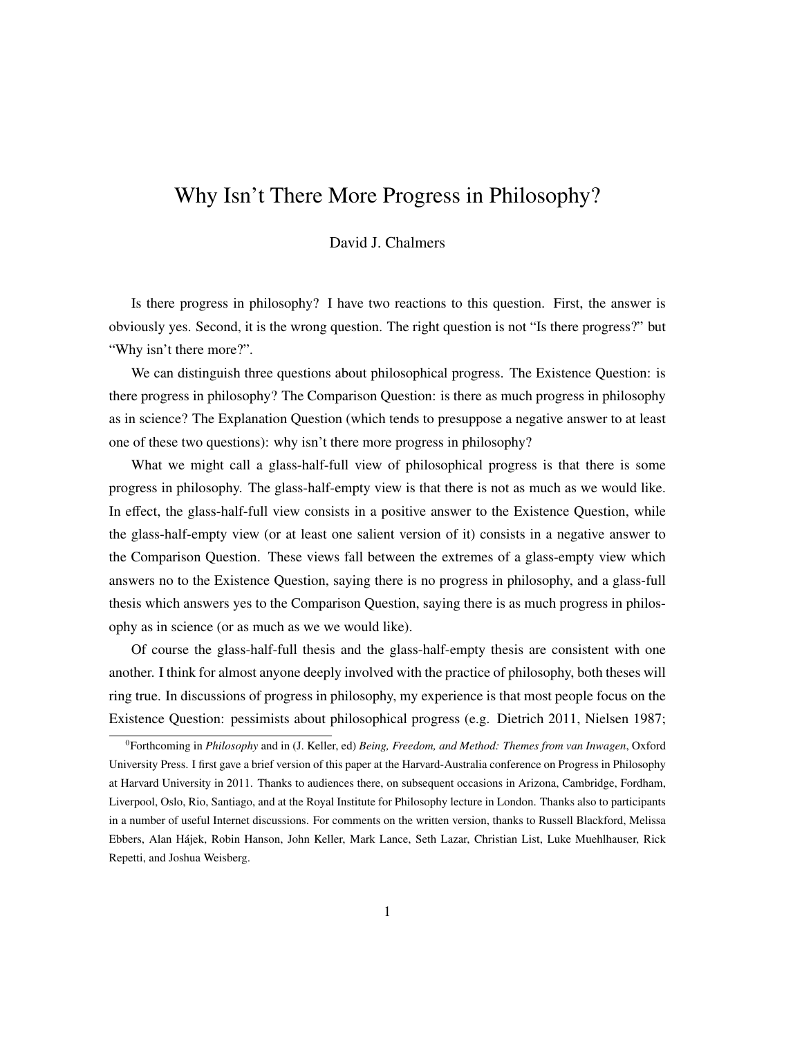# Why Isn't There More Progress in Philosophy?

David J. Chalmers

Is there progress in philosophy? I have two reactions to this question. First, the answer is obviously yes. Second, it is the wrong question. The right question is not "Is there progress?" but "Why isn't there more?".

We can distinguish three questions about philosophical progress. The Existence Question: is there progress in philosophy? The Comparison Question: is there as much progress in philosophy as in science? The Explanation Question (which tends to presuppose a negative answer to at least one of these two questions): why isn't there more progress in philosophy?

What we might call a glass-half-full view of philosophical progress is that there is some progress in philosophy. The glass-half-empty view is that there is not as much as we would like. In effect, the glass-half-full view consists in a positive answer to the Existence Question, while the glass-half-empty view (or at least one salient version of it) consists in a negative answer to the Comparison Question. These views fall between the extremes of a glass-empty view which answers no to the Existence Question, saying there is no progress in philosophy, and a glass-full thesis which answers yes to the Comparison Question, saying there is as much progress in philosophy as in science (or as much as we we would like).

Of course the glass-half-full thesis and the glass-half-empty thesis are consistent with one another. I think for almost anyone deeply involved with the practice of philosophy, both theses will ring true. In discussions of progress in philosophy, my experience is that most people focus on the Existence Question: pessimists about philosophical progress (e.g. Dietrich 2011, Nielsen 1987;

[0]Forthcoming in *Philosophy* and in (J. Keller, ed) *Being, Freedom, and Method: Themes from van Inwagen*, Oxford University Press. I first gave a brief version of this paper at the Harvard-Australia conference on Progress in Philosophy at Harvard University in 2011. Thanks to audiences there, on subsequent occasions in Arizona, Cambridge, Fordham, Liverpool, Oslo, Rio, Santiago, and at the Royal Institute for Philosophy lecture in London. Thanks also to participants in a number of useful Internet discussions. For comments on the written version, thanks to Russell Blackford, Melissa Ebbers, Alan Hájek, Robin Hanson, John Keller, Mark Lance, Seth Lazar, Christian List, Luke Muehlhauser, Rick Repetti, and Joshua Weisberg.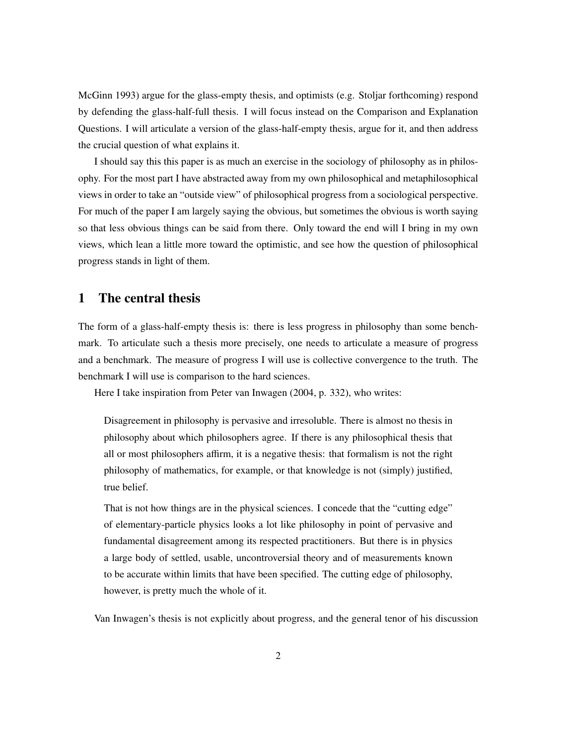McGinn 1993) argue for the glass-empty thesis, and optimists (e.g. Stoljar forthcoming) respond by defending the glass-half-full thesis. I will focus instead on the Comparison and Explanation Questions. I will articulate a version of the glass-half-empty thesis, argue for it, and then address the crucial question of what explains it.

I should say this this paper is as much an exercise in the sociology of philosophy as in philosophy. For the most part I have abstracted away from my own philosophical and metaphilosophical views in order to take an "outside view" of philosophical progress from a sociological perspective. For much of the paper I am largely saying the obvious, but sometimes the obvious is worth saying so that less obvious things can be said from there. Only toward the end will I bring in my own views, which lean a little more toward the optimistic, and see how the question of philosophical progress stands in light of them.

## 1 The central thesis

The form of a glass-half-empty thesis is: there is less progress in philosophy than some benchmark. To articulate such a thesis more precisely, one needs to articulate a measure of progress and a benchmark. The measure of progress I will use is collective convergence to the truth. The benchmark I will use is comparison to the hard sciences.

Here I take inspiration from Peter van Inwagen (2004, p. 332), who writes:

> Disagreement in philosophy is pervasive and irresoluble. There is almost no thesis in philosophy about which philosophers agree. If there is any philosophical thesis that all or most philosophers affirm, it is a negative thesis: that formalism is not the right philosophy of mathematics, for example, or that knowledge is not (simply) justified, true belief.
>
> That is not how things are in the physical sciences. I concede that the "cutting edge" of elementary-particle physics looks a lot like philosophy in point of pervasive and fundamental disagreement among its respected practitioners. But there is in physics a large body of settled, usable, uncontroversial theory and of measurements known to be accurate within limits that have been specified. The cutting edge of philosophy, however, is pretty much the whole of it.

Van Inwagen's thesis is not explicitly about progress, and the general tenor of his discussion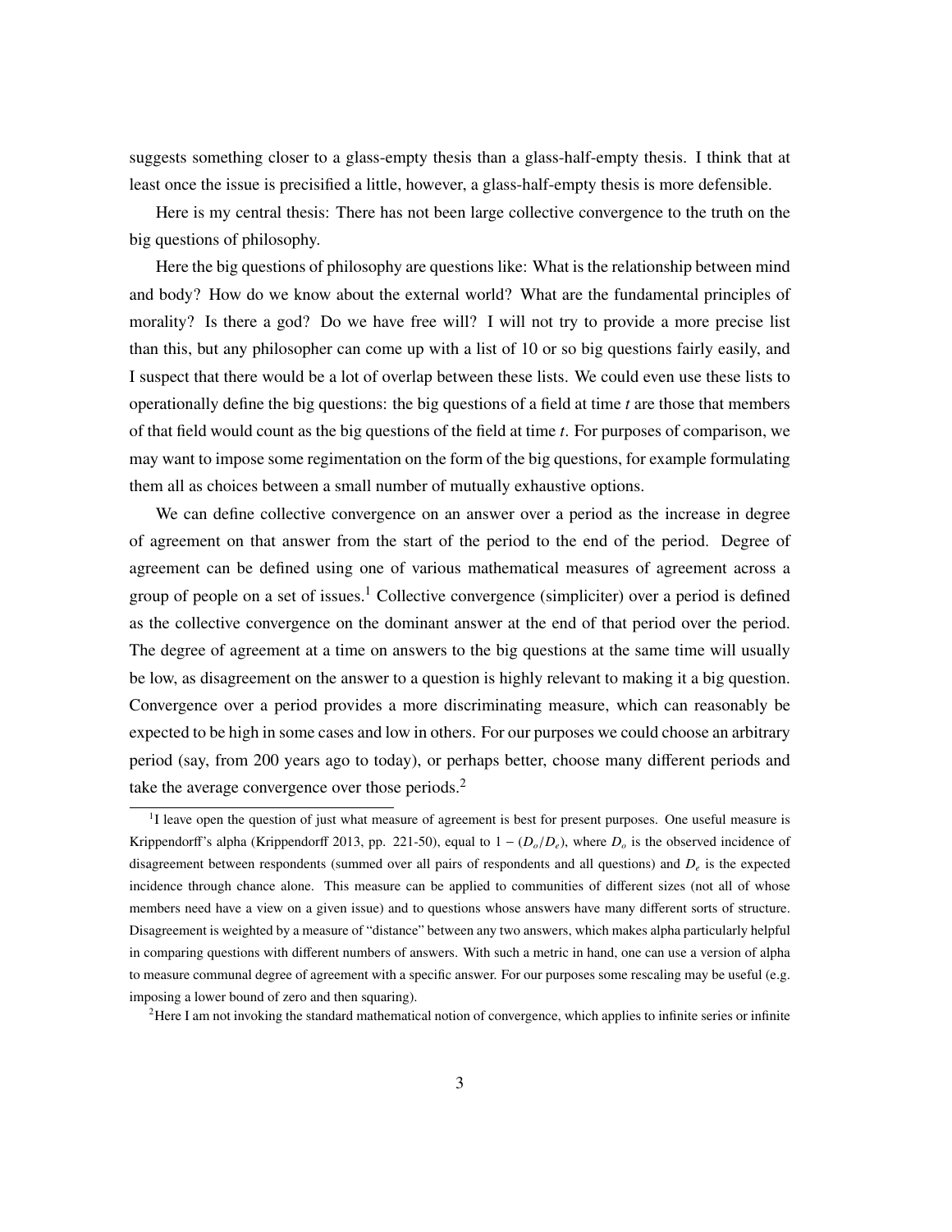suggests something closer to a glass-empty thesis than a glass-half-empty thesis. I think that at least once the issue is precisified a little, however, a glass-half-empty thesis is more defensible.

Here is my central thesis: There has not been large collective convergence to the truth on the big questions of philosophy.

Here the big questions of philosophy are questions like: What is the relationship between mind and body? How do we know about the external world? What are the fundamental principles of morality? Is there a god? Do we have free will? I will not try to provide a more precise list than this, but any philosopher can come up with a list of 10 or so big questions fairly easily, and I suspect that there would be a lot of overlap between these lists. We could even use these lists to operationally define the big questions: the big questions of a field at time *t* are those that members of that field would count as the big questions of the field at time *t*. For purposes of comparison, we may want to impose some regimentation on the form of the big questions, for example formulating them all as choices between a small number of mutually exhaustive options.

We can define collective convergence on an answer over a period as the increase in degree of agreement on that answer from the start of the period to the end of the period. Degree of agreement can be defined using one of various mathematical measures of agreement across a group of people on a set of issues.[1] Collective convergence (simpliciter) over a period is defined as the collective convergence on the dominant answer at the end of that period over the period. The degree of agreement at a time on answers to the big questions at the same time will usually be low, as disagreement on the answer to a question is highly relevant to making it a big question. Convergence over a period provides a more discriminating measure, which can reasonably be expected to be high in some cases and low in others. For our purposes we could choose an arbitrary period (say, from 200 years ago to today), or perhaps better, choose many different periods and take the average convergence over those periods.[2]

[1] I leave open the question of just what measure of agreement is best for present purposes. One useful measure is Krippendorff's alpha (Krippendorff 2013, pp. 221-50), equal to $1 - (D_o/D_e)$, where $D_o$ is the observed incidence of disagreement between respondents (summed over all pairs of respondents and all questions) and $D_e$ is the expected incidence through chance alone. This measure can be applied to communities of different sizes (not all of whose members need have a view on a given issue) and to questions whose answers have many different sorts of structure. Disagreement is weighted by a measure of "distance" between any two answers, which makes alpha particularly helpful in comparing questions with different numbers of answers. With such a metric in hand, one can use a version of alpha to measure communal degree of agreement with a specific answer. For our purposes some rescaling may be useful (e.g. imposing a lower bound of zero and then squaring).

[2] Here I am not invoking the standard mathematical notion of convergence, which applies to infinite series or infinite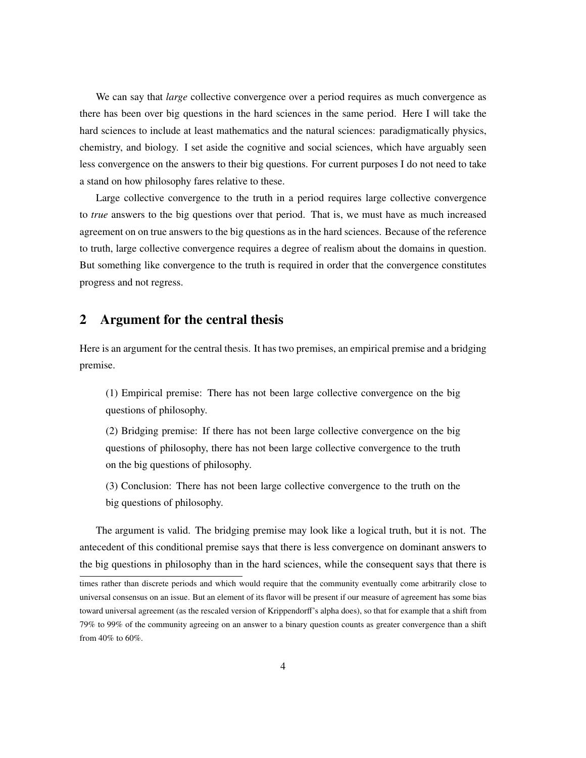We can say that *large* collective convergence over a period requires as much convergence as there has been over big questions in the hard sciences in the same period. Here I will take the hard sciences to include at least mathematics and the natural sciences: paradigmatically physics, chemistry, and biology. I set aside the cognitive and social sciences, which have arguably seen less convergence on the answers to their big questions. For current purposes I do not need to take a stand on how philosophy fares relative to these.

Large collective convergence to the truth in a period requires large collective convergence to *true* answers to the big questions over that period. That is, we must have as much increased agreement on on true answers to the big questions as in the hard sciences. Because of the reference to truth, large collective convergence requires a degree of realism about the domains in question. But something like convergence to the truth is required in order that the convergence constitutes progress and not regress.

## 2 Argument for the central thesis

Here is an argument for the central thesis. It has two premises, an empirical premise and a bridging premise.

> (1) Empirical premise: There has not been large collective convergence on the big questions of philosophy.
>
> (2) Bridging premise: If there has not been large collective convergence on the big questions of philosophy, there has not been large collective convergence to the truth on the big questions of philosophy.
>
> (3) Conclusion: There has not been large collective convergence to the truth on the big questions of philosophy.

The argument is valid. The bridging premise may look like a logical truth, but it is not. The antecedent of this conditional premise says that there is less convergence on dominant answers to the big questions in philosophy than in the hard sciences, while the consequent says that there is

---

times rather than discrete periods and which would require that the community eventually come arbitrarily close to universal consensus on an issue. But an element of its flavor will be present if our measure of agreement has some bias toward universal agreement (as the rescaled version of Krippendorff's alpha does), so that for example that a shift from 79% to 99% of the community agreeing on an answer to a binary question counts as greater convergence than a shift from 40% to 60%.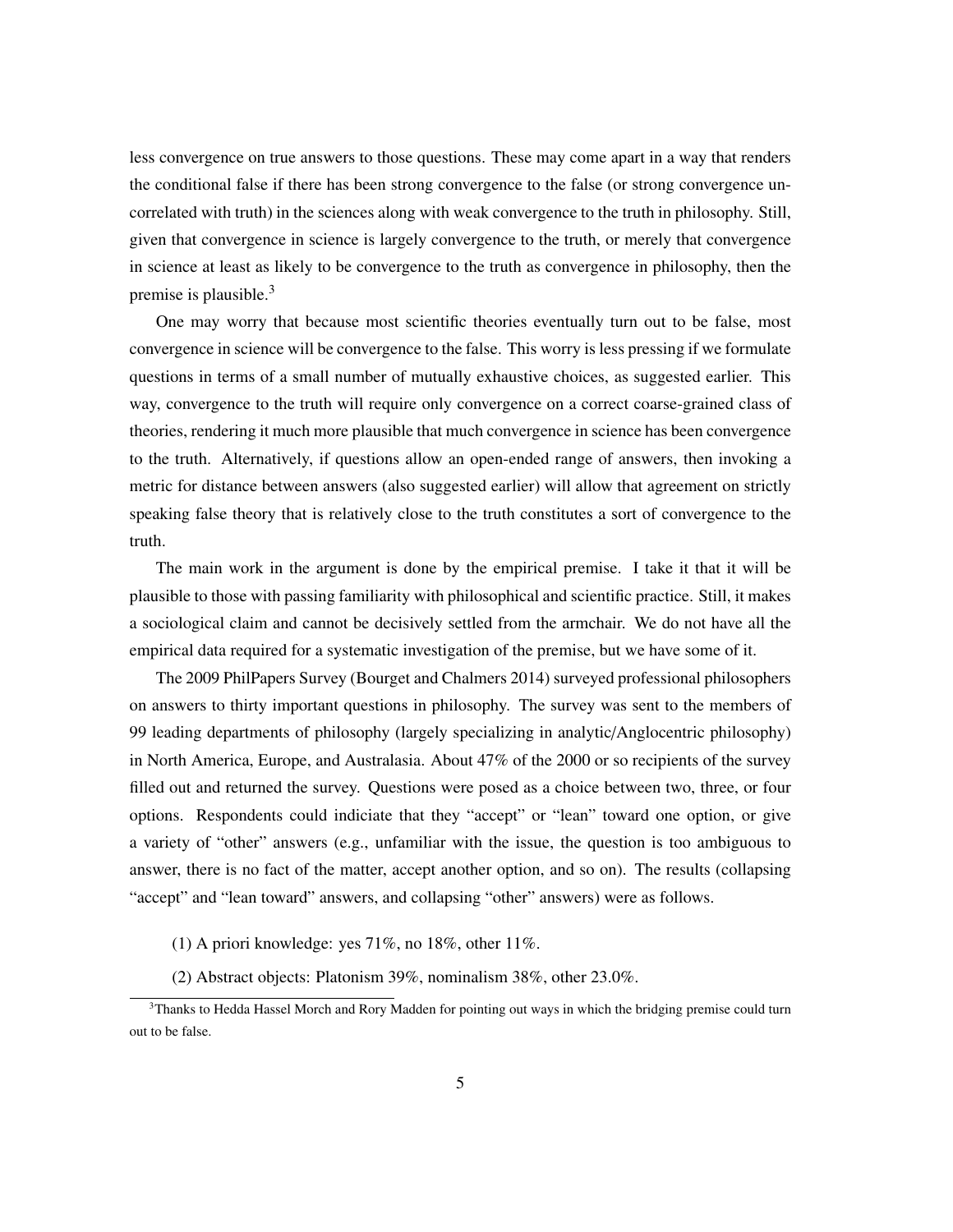less convergence on true answers to those questions. These may come apart in a way that renders the conditional false if there has been strong convergence to the false (or strong convergence uncorrelated with truth) in the sciences along with weak convergence to the truth in philosophy. Still, given that convergence in science is largely convergence to the truth, or merely that convergence in science at least as likely to be convergence to the truth as convergence in philosophy, then the premise is plausible.[3]

One may worry that because most scientific theories eventually turn out to be false, most convergence in science will be convergence to the false. This worry is less pressing if we formulate questions in terms of a small number of mutually exhaustive choices, as suggested earlier. This way, convergence to the truth will require only convergence on a correct coarse-grained class of theories, rendering it much more plausible that much convergence in science has been convergence to the truth. Alternatively, if questions allow an open-ended range of answers, then invoking a metric for distance between answers (also suggested earlier) will allow that agreement on strictly speaking false theory that is relatively close to the truth constitutes a sort of convergence to the truth.

The main work in the argument is done by the empirical premise. I take it that it will be plausible to those with passing familiarity with philosophical and scientific practice. Still, it makes a sociological claim and cannot be decisively settled from the armchair. We do not have all the empirical data required for a systematic investigation of the premise, but we have some of it.

The 2009 PhilPapers Survey (Bourget and Chalmers 2014) surveyed professional philosophers on answers to thirty important questions in philosophy. The survey was sent to the members of 99 leading departments of philosophy (largely specializing in analytic/Anglocentric philosophy) in North America, Europe, and Australasia. About 47% of the 2000 or so recipients of the survey filled out and returned the survey. Questions were posed as a choice between two, three, or four options. Respondents could indiciate that they "accept" or "lean" toward one option, or give a variety of "other" answers (e.g., unfamiliar with the issue, the question is too ambiguous to answer, there is no fact of the matter, accept another option, and so on). The results (collapsing "accept" and "lean toward" answers, and collapsing "other" answers) were as follows.

(1) A priori knowledge: yes 71%, no 18%, other 11%.

(2) Abstract objects: Platonism 39%, nominalism 38%, other 23.0%.

[3] Thanks to Hedda Hassel Morch and Rory Madden for pointing out ways in which the bridging premise could turn out to be false.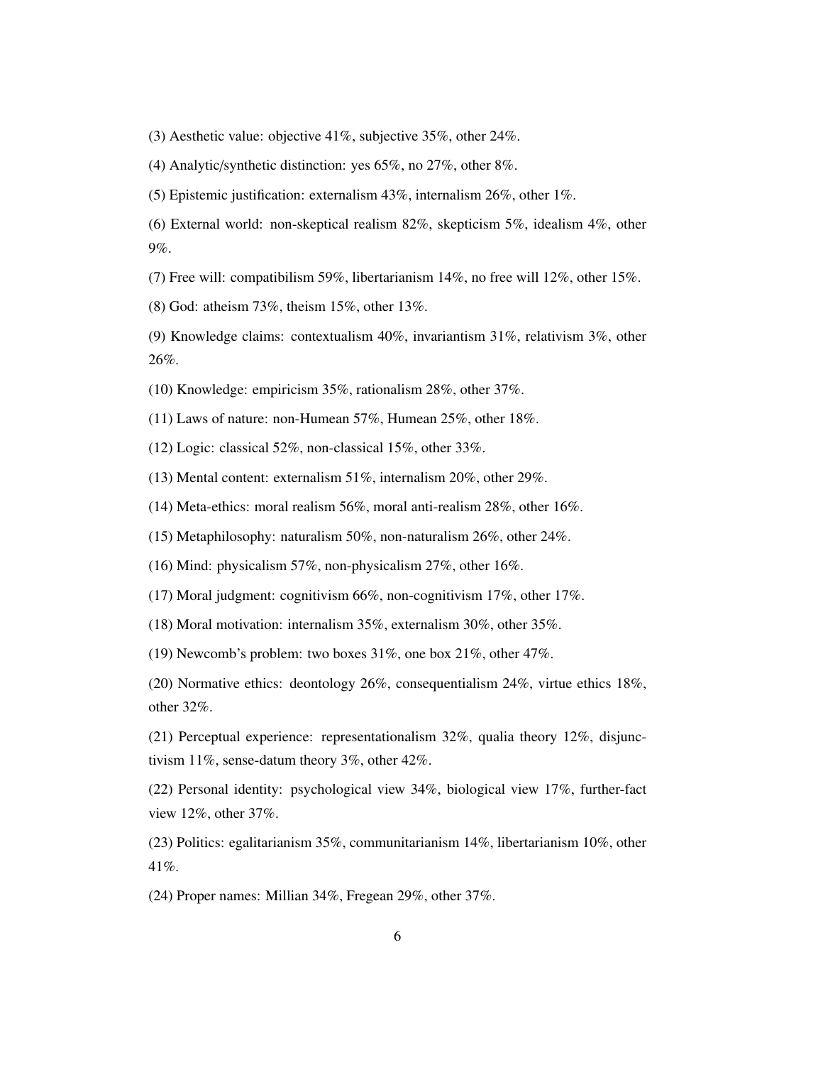(3) Aesthetic value: objective 41%, subjective 35%, other 24%.

(4) Analytic/synthetic distinction: yes 65%, no 27%, other 8%.

(5) Epistemic justification: externalism 43%, internalism 26%, other 1%.

(6) External world: non-skeptical realism 82%, skepticism 5%, idealism 4%, other 9%.

(7) Free will: compatibilism 59%, libertarianism 14%, no free will 12%, other 15%.

(8) God: atheism 73%, theism 15%, other 13%.

(9) Knowledge claims: contextualism 40%, invariantism 31%, relativism 3%, other 26%.

(10) Knowledge: empiricism 35%, rationalism 28%, other 37%.

(11) Laws of nature: non-Humean 57%, Humean 25%, other 18%.

(12) Logic: classical 52%, non-classical 15%, other 33%.

(13) Mental content: externalism 51%, internalism 20%, other 29%.

(14) Meta-ethics: moral realism 56%, moral anti-realism 28%, other 16%.

(15) Metaphilosophy: naturalism 50%, non-naturalism 26%, other 24%.

(16) Mind: physicalism 57%, non-physicalism 27%, other 16%.

(17) Moral judgment: cognitivism 66%, non-cognitivism 17%, other 17%.

(18) Moral motivation: internalism 35%, externalism 30%, other 35%.

(19) Newcomb's problem: two boxes 31%, one box 21%, other 47%.

(20) Normative ethics: deontology 26%, consequentialism 24%, virtue ethics 18%, other 32%.

(21) Perceptual experience: representationalism 32%, qualia theory 12%, disjunctivism 11%, sense-datum theory 3%, other 42%.

(22) Personal identity: psychological view 34%, biological view 17%, further-fact view 12%, other 37%.

(23) Politics: egalitarianism 35%, communitarianism 14%, libertarianism 10%, other 41%.

(24) Proper names: Millian 34%, Fregean 29%, other 37%.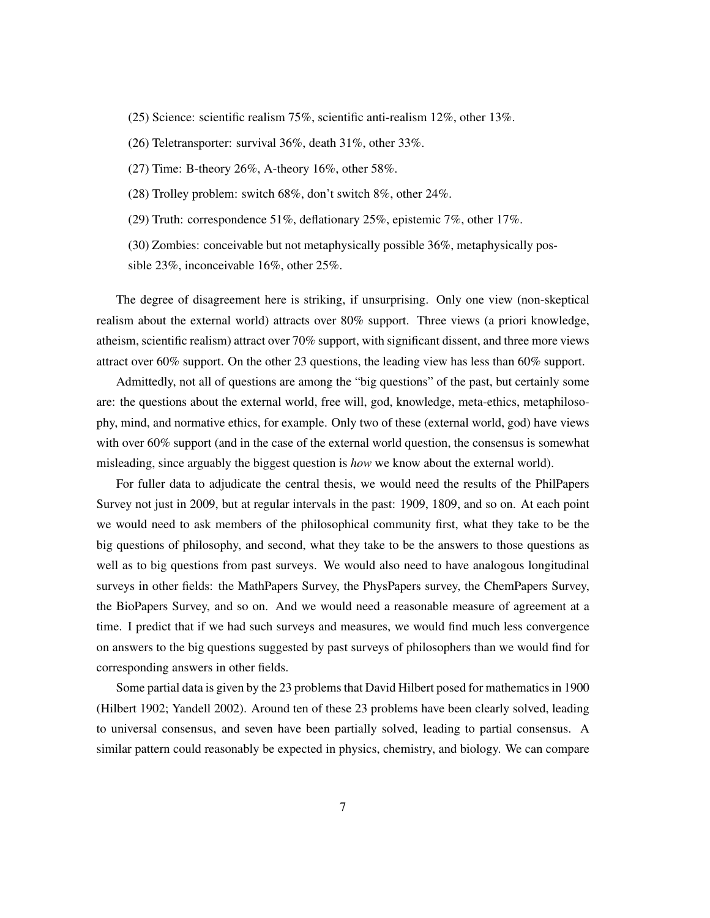(25) Science: scientific realism 75%, scientific anti-realism 12%, other 13%.

(26) Teletransporter: survival 36%, death 31%, other 33%.

(27) Time: B-theory 26%, A-theory 16%, other 58%.

(28) Trolley problem: switch 68%, don't switch 8%, other 24%.

(29) Truth: correspondence 51%, deflationary 25%, epistemic 7%, other 17%.

(30) Zombies: conceivable but not metaphysically possible 36%, metaphysically possible 23%, inconceivable 16%, other 25%.

The degree of disagreement here is striking, if unsurprising. Only one view (non-skeptical realism about the external world) attracts over 80% support. Three views (a priori knowledge, atheism, scientific realism) attract over 70% support, with significant dissent, and three more views attract over 60% support. On the other 23 questions, the leading view has less than 60% support.

Admittedly, not all of questions are among the "big questions" of the past, but certainly some are: the questions about the external world, free will, god, knowledge, meta-ethics, metaphilosophy, mind, and normative ethics, for example. Only two of these (external world, god) have views with over 60% support (and in the case of the external world question, the consensus is somewhat misleading, since arguably the biggest question is *how* we know about the external world).

For fuller data to adjudicate the central thesis, we would need the results of the PhilPapers Survey not just in 2009, but at regular intervals in the past: 1909, 1809, and so on. At each point we would need to ask members of the philosophical community first, what they take to be the big questions of philosophy, and second, what they take to be the answers to those questions as well as to big questions from past surveys. We would also need to have analogous longitudinal surveys in other fields: the MathPapers Survey, the PhysPapers survey, the ChemPapers Survey, the BioPapers Survey, and so on. And we would need a reasonable measure of agreement at a time. I predict that if we had such surveys and measures, we would find much less convergence on answers to the big questions suggested by past surveys of philosophers than we would find for corresponding answers in other fields.

Some partial data is given by the 23 problems that David Hilbert posed for mathematics in 1900 (Hilbert 1902; Yandell 2002). Around ten of these 23 problems have been clearly solved, leading to universal consensus, and seven have been partially solved, leading to partial consensus. A similar pattern could reasonably be expected in physics, chemistry, and biology. We can compare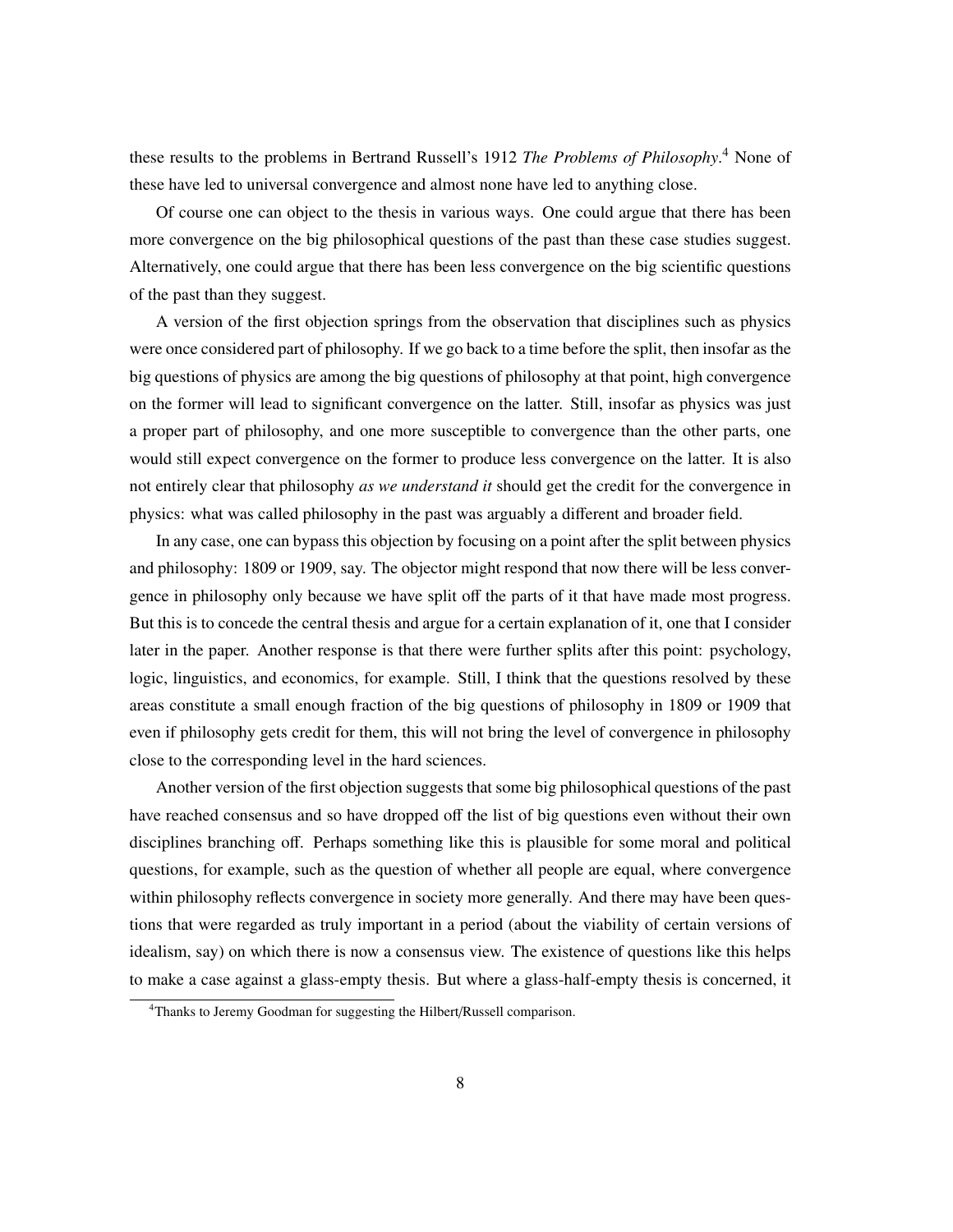these results to the problems in Bertrand Russell's 1912 *The Problems of Philosophy*.[4] None of these have led to universal convergence and almost none have led to anything close.

Of course one can object to the thesis in various ways. One could argue that there has been more convergence on the big philosophical questions of the past than these case studies suggest. Alternatively, one could argue that there has been less convergence on the big scientific questions of the past than they suggest.

A version of the first objection springs from the observation that disciplines such as physics were once considered part of philosophy. If we go back to a time before the split, then insofar as the big questions of physics are among the big questions of philosophy at that point, high convergence on the former will lead to significant convergence on the latter. Still, insofar as physics was just a proper part of philosophy, and one more susceptible to convergence than the other parts, one would still expect convergence on the former to produce less convergence on the latter. It is also not entirely clear that philosophy *as we understand it* should get the credit for the convergence in physics: what was called philosophy in the past was arguably a different and broader field.

In any case, one can bypass this objection by focusing on a point after the split between physics and philosophy: 1809 or 1909, say. The objector might respond that now there will be less convergence in philosophy only because we have split off the parts of it that have made most progress. But this is to concede the central thesis and argue for a certain explanation of it, one that I consider later in the paper. Another response is that there were further splits after this point: psychology, logic, linguistics, and economics, for example. Still, I think that the questions resolved by these areas constitute a small enough fraction of the big questions of philosophy in 1809 or 1909 that even if philosophy gets credit for them, this will not bring the level of convergence in philosophy close to the corresponding level in the hard sciences.

Another version of the first objection suggests that some big philosophical questions of the past have reached consensus and so have dropped off the list of big questions even without their own disciplines branching off. Perhaps something like this is plausible for some moral and political questions, for example, such as the question of whether all people are equal, where convergence within philosophy reflects convergence in society more generally. And there may have been questions that were regarded as truly important in a period (about the viability of certain versions of idealism, say) on which there is now a consensus view. The existence of questions like this helps to make a case against a glass-empty thesis. But where a glass-half-empty thesis is concerned, it

[4] Thanks to Jeremy Goodman for suggesting the Hilbert/Russell comparison.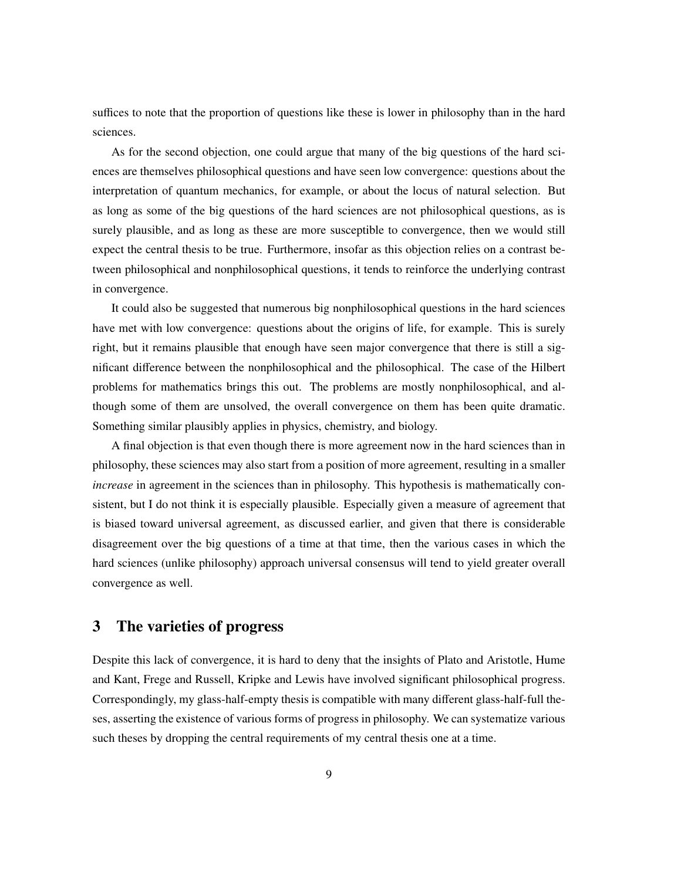suffices to note that the proportion of questions like these is lower in philosophy than in the hard sciences.

As for the second objection, one could argue that many of the big questions of the hard sciences are themselves philosophical questions and have seen low convergence: questions about the interpretation of quantum mechanics, for example, or about the locus of natural selection. But as long as some of the big questions of the hard sciences are not philosophical questions, as is surely plausible, and as long as these are more susceptible to convergence, then we would still expect the central thesis to be true. Furthermore, insofar as this objection relies on a contrast between philosophical and nonphilosophical questions, it tends to reinforce the underlying contrast in convergence.

It could also be suggested that numerous big nonphilosophical questions in the hard sciences have met with low convergence: questions about the origins of life, for example. This is surely right, but it remains plausible that enough have seen major convergence that there is still a significant difference between the nonphilosophical and the philosophical. The case of the Hilbert problems for mathematics brings this out. The problems are mostly nonphilosophical, and although some of them are unsolved, the overall convergence on them has been quite dramatic. Something similar plausibly applies in physics, chemistry, and biology.

A final objection is that even though there is more agreement now in the hard sciences than in philosophy, these sciences may also start from a position of more agreement, resulting in a smaller *increase* in agreement in the sciences than in philosophy. This hypothesis is mathematically consistent, but I do not think it is especially plausible. Especially given a measure of agreement that is biased toward universal agreement, as discussed earlier, and given that there is considerable disagreement over the big questions of a time at that time, then the various cases in which the hard sciences (unlike philosophy) approach universal consensus will tend to yield greater overall convergence as well.

## 3 The varieties of progress

Despite this lack of convergence, it is hard to deny that the insights of Plato and Aristotle, Hume and Kant, Frege and Russell, Kripke and Lewis have involved significant philosophical progress. Correspondingly, my glass-half-empty thesis is compatible with many different glass-half-full theses, asserting the existence of various forms of progress in philosophy. We can systematize various such theses by dropping the central requirements of my central thesis one at a time.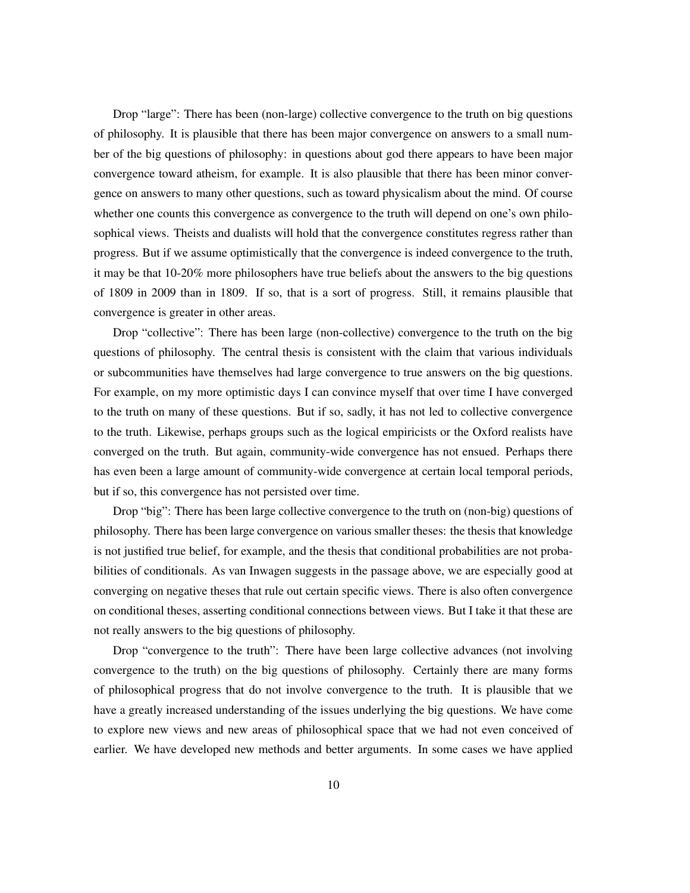Drop "large": There has been (non-large) collective convergence to the truth on big questions of philosophy. It is plausible that there has been major convergence on answers to a small number of the big questions of philosophy: in questions about god there appears to have been major convergence toward atheism, for example. It is also plausible that there has been minor convergence on answers to many other questions, such as toward physicalism about the mind. Of course whether one counts this convergence as convergence to the truth will depend on one's own philosophical views. Theists and dualists will hold that the convergence constitutes regress rather than progress. But if we assume optimistically that the convergence is indeed convergence to the truth, it may be that 10-20% more philosophers have true beliefs about the answers to the big questions of 1809 in 2009 than in 1809. If so, that is a sort of progress. Still, it remains plausible that convergence is greater in other areas.

Drop "collective": There has been large (non-collective) convergence to the truth on the big questions of philosophy. The central thesis is consistent with the claim that various individuals or subcommunities have themselves had large convergence to true answers on the big questions. For example, on my more optimistic days I can convince myself that over time I have converged to the truth on many of these questions. But if so, sadly, it has not led to collective convergence to the truth. Likewise, perhaps groups such as the logical empiricists or the Oxford realists have converged on the truth. But again, community-wide convergence has not ensued. Perhaps there has even been a large amount of community-wide convergence at certain local temporal periods, but if so, this convergence has not persisted over time.

Drop "big": There has been large collective convergence to the truth on (non-big) questions of philosophy. There has been large convergence on various smaller theses: the thesis that knowledge is not justified true belief, for example, and the thesis that conditional probabilities are not probabilities of conditionals. As van Inwagen suggests in the passage above, we are especially good at converging on negative theses that rule out certain specific views. There is also often convergence on conditional theses, asserting conditional connections between views. But I take it that these are not really answers to the big questions of philosophy.

Drop "convergence to the truth": There have been large collective advances (not involving convergence to the truth) on the big questions of philosophy. Certainly there are many forms of philosophical progress that do not involve convergence to the truth. It is plausible that we have a greatly increased understanding of the issues underlying the big questions. We have come to explore new views and new areas of philosophical space that we had not even conceived of earlier. We have developed new methods and better arguments. In some cases we have applied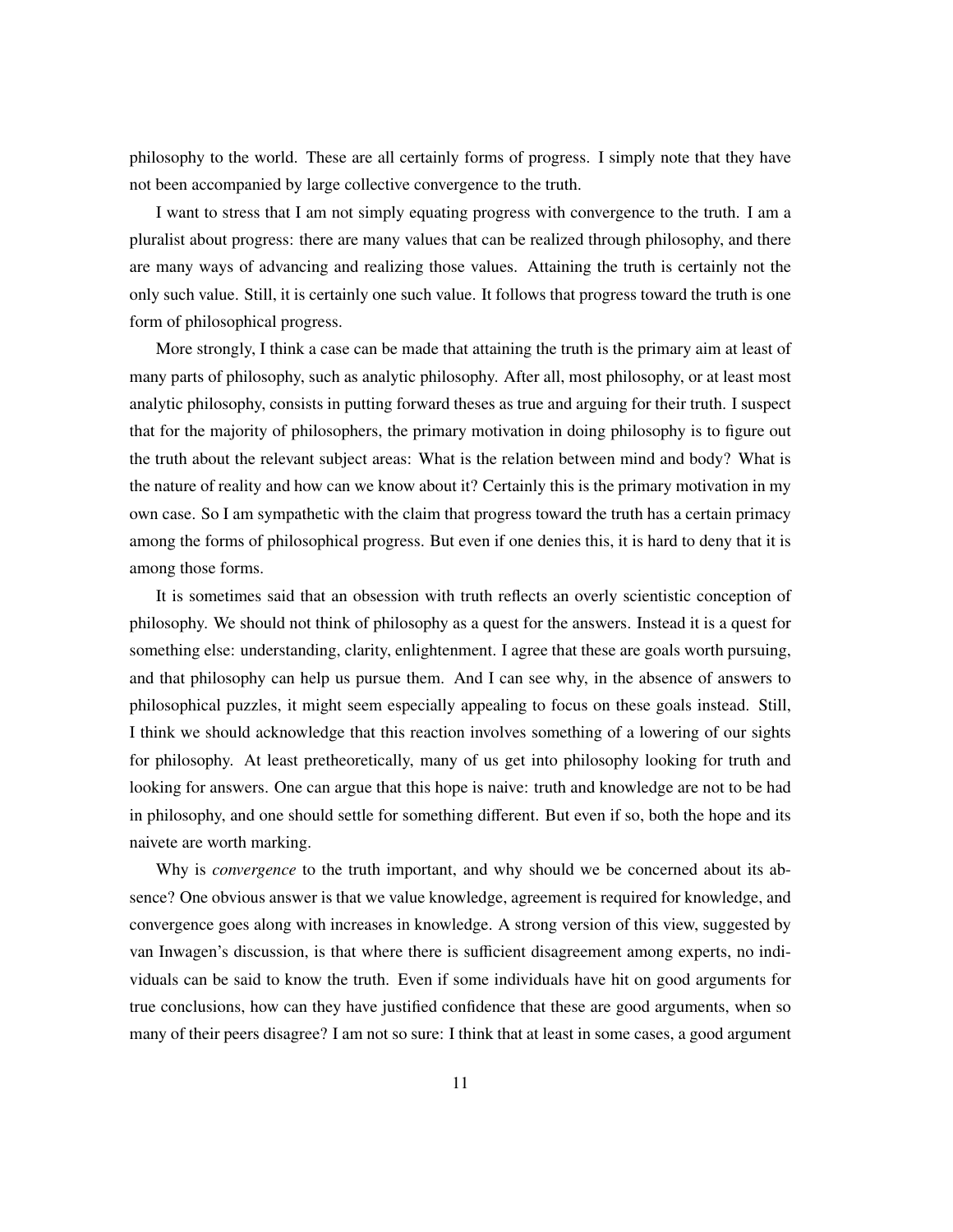philosophy to the world. These are all certainly forms of progress. I simply note that they have not been accompanied by large collective convergence to the truth.

I want to stress that I am not simply equating progress with convergence to the truth. I am a pluralist about progress: there are many values that can be realized through philosophy, and there are many ways of advancing and realizing those values. Attaining the truth is certainly not the only such value. Still, it is certainly one such value. It follows that progress toward the truth is one form of philosophical progress.

More strongly, I think a case can be made that attaining the truth is the primary aim at least of many parts of philosophy, such as analytic philosophy. After all, most philosophy, or at least most analytic philosophy, consists in putting forward theses as true and arguing for their truth. I suspect that for the majority of philosophers, the primary motivation in doing philosophy is to figure out the truth about the relevant subject areas: What is the relation between mind and body? What is the nature of reality and how can we know about it? Certainly this is the primary motivation in my own case. So I am sympathetic with the claim that progress toward the truth has a certain primacy among the forms of philosophical progress. But even if one denies this, it is hard to deny that it is among those forms.

It is sometimes said that an obsession with truth reflects an overly scientistic conception of philosophy. We should not think of philosophy as a quest for the answers. Instead it is a quest for something else: understanding, clarity, enlightenment. I agree that these are goals worth pursuing, and that philosophy can help us pursue them. And I can see why, in the absence of answers to philosophical puzzles, it might seem especially appealing to focus on these goals instead. Still, I think we should acknowledge that this reaction involves something of a lowering of our sights for philosophy. At least pretheoretically, many of us get into philosophy looking for truth and looking for answers. One can argue that this hope is naive: truth and knowledge are not to be had in philosophy, and one should settle for something different. But even if so, both the hope and its naivete are worth marking.

Why is *convergence* to the truth important, and why should we be concerned about its absence? One obvious answer is that we value knowledge, agreement is required for knowledge, and convergence goes along with increases in knowledge. A strong version of this view, suggested by van Inwagen's discussion, is that where there is sufficient disagreement among experts, no individuals can be said to know the truth. Even if some individuals have hit on good arguments for true conclusions, how can they have justified confidence that these are good arguments, when so many of their peers disagree? I am not so sure: I think that at least in some cases, a good argument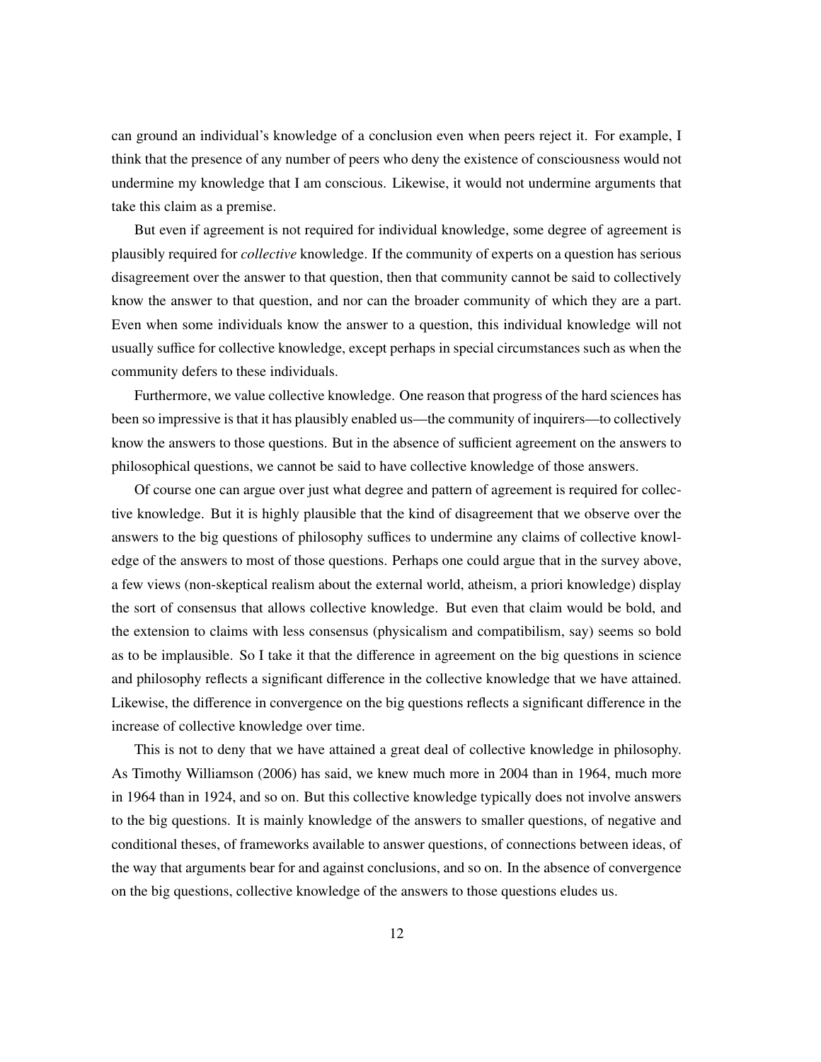can ground an individual's knowledge of a conclusion even when peers reject it. For example, I think that the presence of any number of peers who deny the existence of consciousness would not undermine my knowledge that I am conscious. Likewise, it would not undermine arguments that take this claim as a premise.

But even if agreement is not required for individual knowledge, some degree of agreement is plausibly required for *collective* knowledge. If the community of experts on a question has serious disagreement over the answer to that question, then that community cannot be said to collectively know the answer to that question, and nor can the broader community of which they are a part. Even when some individuals know the answer to a question, this individual knowledge will not usually suffice for collective knowledge, except perhaps in special circumstances such as when the community defers to these individuals.

Furthermore, we value collective knowledge. One reason that progress of the hard sciences has been so impressive is that it has plausibly enabled us—the community of inquirers—to collectively know the answers to those questions. But in the absence of sufficient agreement on the answers to philosophical questions, we cannot be said to have collective knowledge of those answers.

Of course one can argue over just what degree and pattern of agreement is required for collective knowledge. But it is highly plausible that the kind of disagreement that we observe over the answers to the big questions of philosophy suffices to undermine any claims of collective knowledge of the answers to most of those questions. Perhaps one could argue that in the survey above, a few views (non-skeptical realism about the external world, atheism, a priori knowledge) display the sort of consensus that allows collective knowledge. But even that claim would be bold, and the extension to claims with less consensus (physicalism and compatibilism, say) seems so bold as to be implausible. So I take it that the difference in agreement on the big questions in science and philosophy reflects a significant difference in the collective knowledge that we have attained. Likewise, the difference in convergence on the big questions reflects a significant difference in the increase of collective knowledge over time.

This is not to deny that we have attained a great deal of collective knowledge in philosophy. As Timothy Williamson (2006) has said, we knew much more in 2004 than in 1964, much more in 1964 than in 1924, and so on. But this collective knowledge typically does not involve answers to the big questions. It is mainly knowledge of the answers to smaller questions, of negative and conditional theses, of frameworks available to answer questions, of connections between ideas, of the way that arguments bear for and against conclusions, and so on. In the absence of convergence on the big questions, collective knowledge of the answers to those questions eludes us.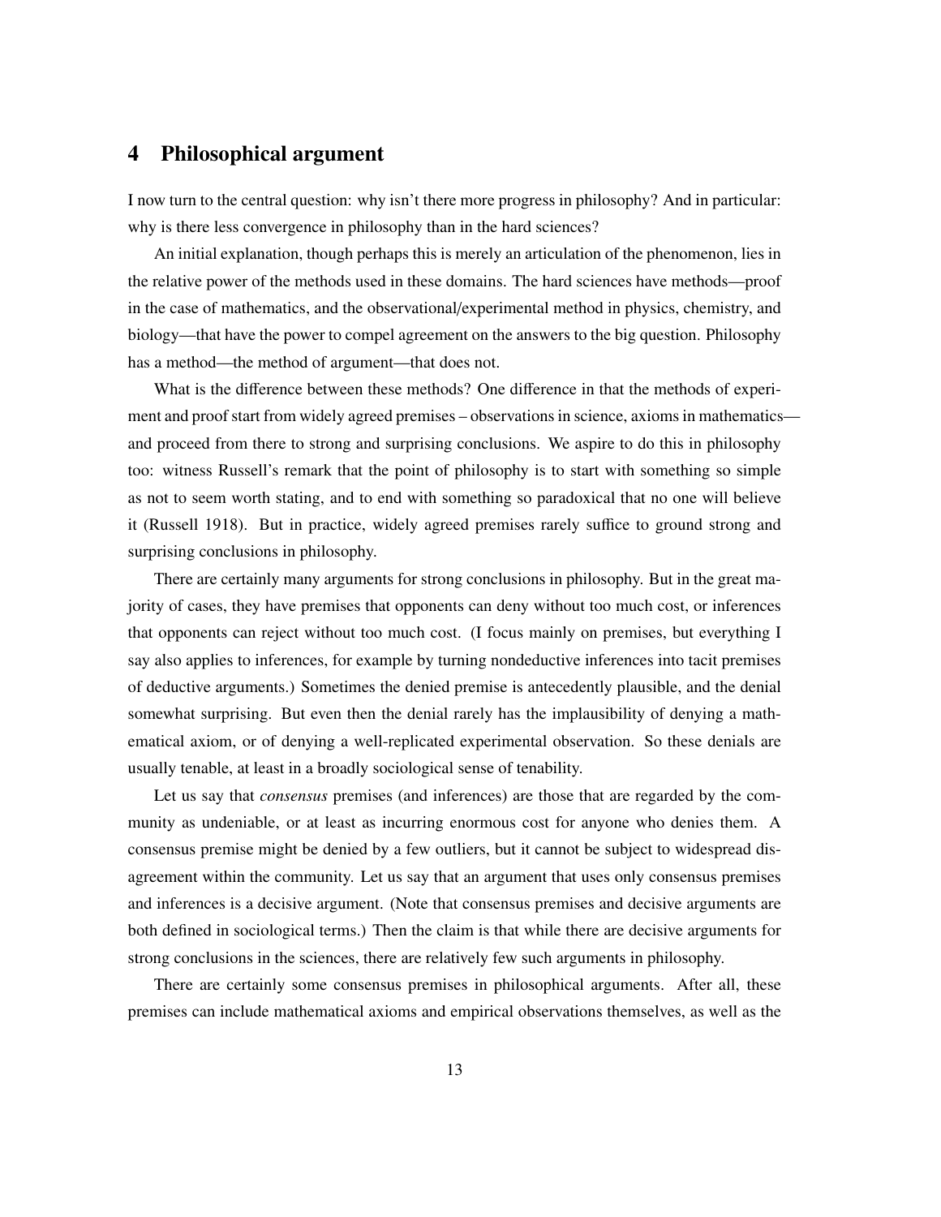## 4 Philosophical argument

I now turn to the central question: why isn't there more progress in philosophy? And in particular: why is there less convergence in philosophy than in the hard sciences?

An initial explanation, though perhaps this is merely an articulation of the phenomenon, lies in the relative power of the methods used in these domains. The hard sciences have methods—proof in the case of mathematics, and the observational/experimental method in physics, chemistry, and biology—that have the power to compel agreement on the answers to the big question. Philosophy has a method—the method of argument—that does not.

What is the difference between these methods? One difference in that the methods of experiment and proof start from widely agreed premises – observations in science, axioms in mathematics—and proceed from there to strong and surprising conclusions. We aspire to do this in philosophy too: witness Russell's remark that the point of philosophy is to start with something so simple as not to seem worth stating, and to end with something so paradoxical that no one will believe it (Russell 1918). But in practice, widely agreed premises rarely suffice to ground strong and surprising conclusions in philosophy.

There are certainly many arguments for strong conclusions in philosophy. But in the great majority of cases, they have premises that opponents can deny without too much cost, or inferences that opponents can reject without too much cost. (I focus mainly on premises, but everything I say also applies to inferences, for example by turning nondeductive inferences into tacit premises of deductive arguments.) Sometimes the denied premise is antecedently plausible, and the denial somewhat surprising. But even then the denial rarely has the implausibility of denying a mathematical axiom, or of denying a well-replicated experimental observation. So these denials are usually tenable, at least in a broadly sociological sense of tenability.

Let us say that *consensus* premises (and inferences) are those that are regarded by the community as undeniable, or at least as incurring enormous cost for anyone who denies them. A consensus premise might be denied by a few outliers, but it cannot be subject to widespread disagreement within the community. Let us say that an argument that uses only consensus premises and inferences is a decisive argument. (Note that consensus premises and decisive arguments are both defined in sociological terms.) Then the claim is that while there are decisive arguments for strong conclusions in the sciences, there are relatively few such arguments in philosophy.

There are certainly some consensus premises in philosophical arguments. After all, these premises can include mathematical axioms and empirical observations themselves, as well as the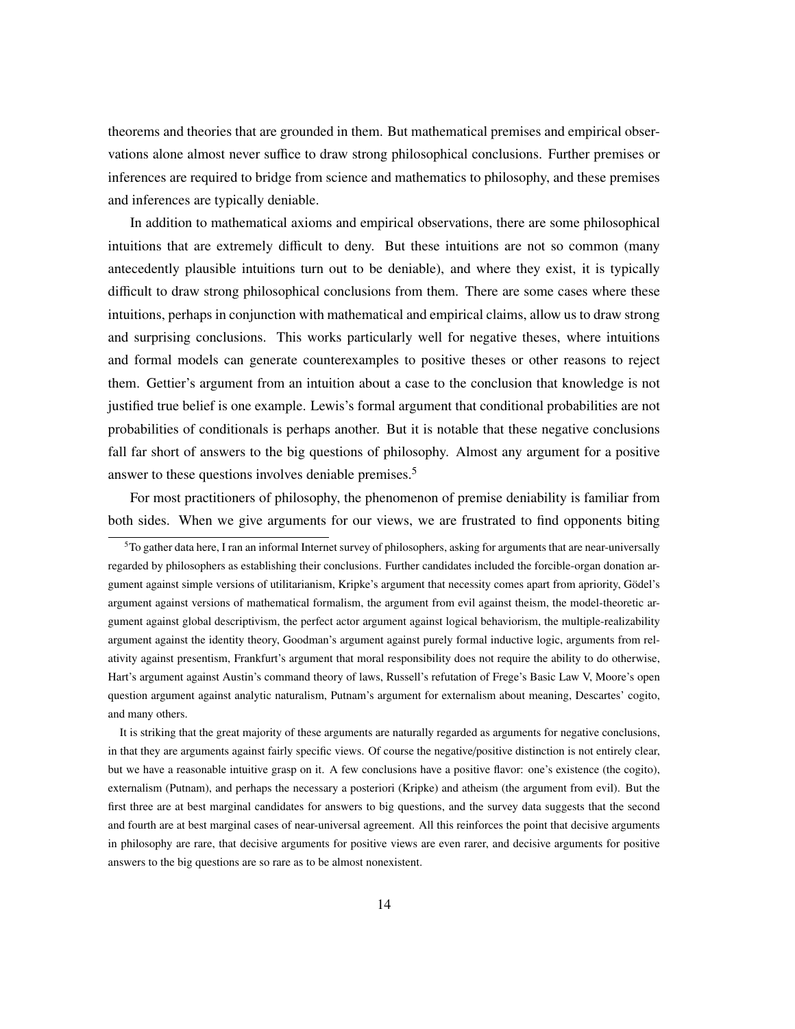theorems and theories that are grounded in them. But mathematical premises and empirical observations alone almost never suffice to draw strong philosophical conclusions. Further premises or inferences are required to bridge from science and mathematics to philosophy, and these premises and inferences are typically deniable.

In addition to mathematical axioms and empirical observations, there are some philosophical intuitions that are extremely difficult to deny. But these intuitions are not so common (many antecedently plausible intuitions turn out to be deniable), and where they exist, it is typically difficult to draw strong philosophical conclusions from them. There are some cases where these intuitions, perhaps in conjunction with mathematical and empirical claims, allow us to draw strong and surprising conclusions. This works particularly well for negative theses, where intuitions and formal models can generate counterexamples to positive theses or other reasons to reject them. Gettier's argument from an intuition about a case to the conclusion that knowledge is not justified true belief is one example. Lewis's formal argument that conditional probabilities are not probabilities of conditionals is perhaps another. But it is notable that these negative conclusions fall far short of answers to the big questions of philosophy. Almost any argument for a positive answer to these questions involves deniable premises.[5]

For most practitioners of philosophy, the phenomenon of premise deniability is familiar from both sides. When we give arguments for our views, we are frustrated to find opponents biting

---

[5]To gather data here, I ran an informal Internet survey of philosophers, asking for arguments that are near-universally regarded by philosophers as establishing their conclusions. Further candidates included the forcible-organ donation argument against simple versions of utilitarianism, Kripke's argument that necessity comes apart from apriority, Gödel's argument against versions of mathematical formalism, the argument from evil against theism, the model-theoretic argument against global descriptivism, the perfect actor argument against logical behaviorism, the multiple-realizability argument against the identity theory, Goodman's argument against purely formal inductive logic, arguments from relativity against presentism, Frankfurt's argument that moral responsibility does not require the ability to do otherwise, Hart's argument against Austin's command theory of laws, Russell's refutation of Frege's Basic Law V, Moore's open question argument against analytic naturalism, Putnam's argument for externalism about meaning, Descartes' cogito, and many others.

It is striking that the great majority of these arguments are naturally regarded as arguments for negative conclusions, in that they are arguments against fairly specific views. Of course the negative/positive distinction is not entirely clear, but we have a reasonable intuitive grasp on it. A few conclusions have a positive flavor: one's existence (the cogito), externalism (Putnam), and perhaps the necessary a posteriori (Kripke) and atheism (the argument from evil). But the first three are at best marginal candidates for answers to big questions, and the survey data suggests that the second and fourth are at best marginal cases of near-universal agreement. All this reinforces the point that decisive arguments in philosophy are rare, that decisive arguments for positive views are even rarer, and decisive arguments for positive answers to the big questions are so rare as to be almost nonexistent.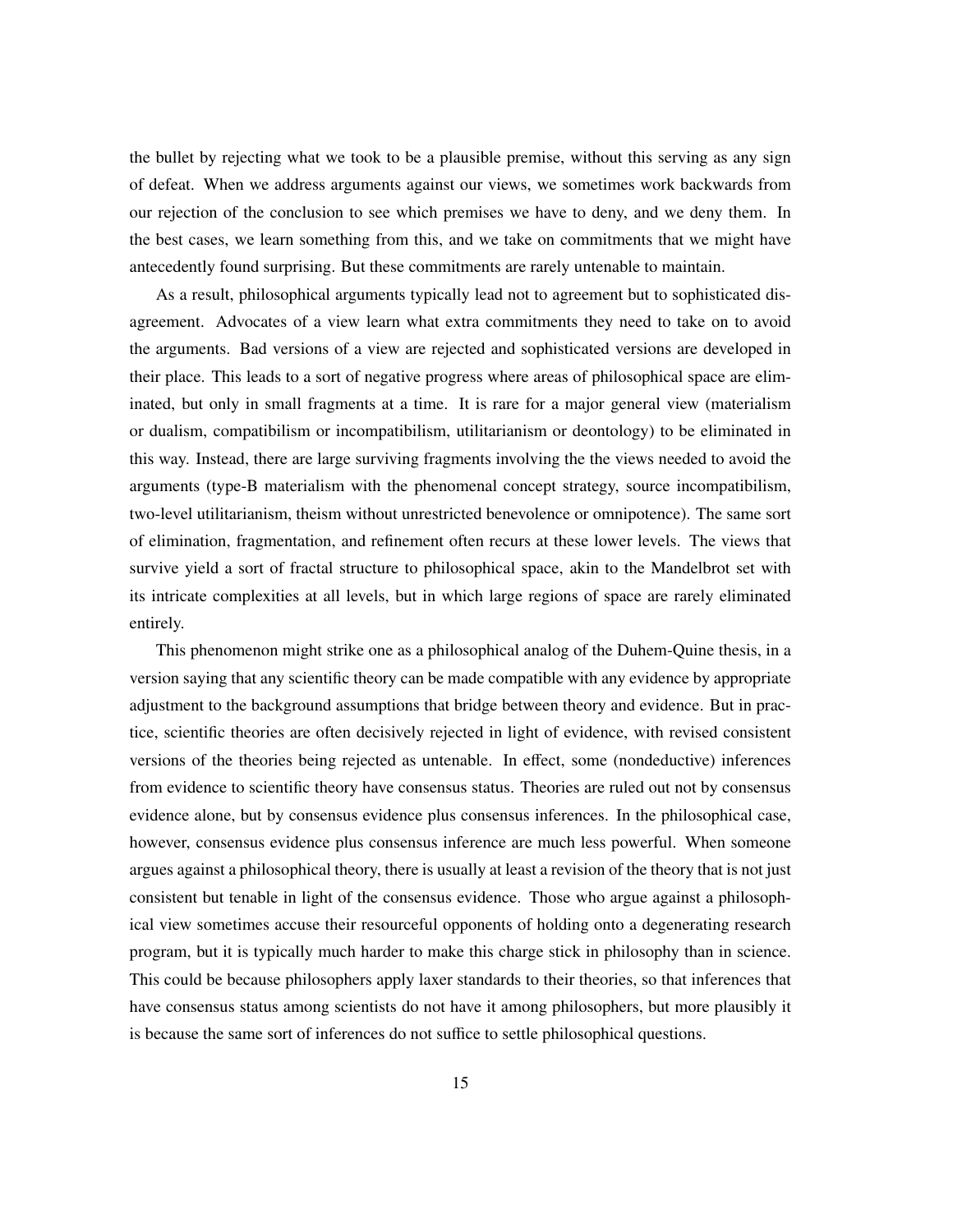the bullet by rejecting what we took to be a plausible premise, without this serving as any sign of defeat. When we address arguments against our views, we sometimes work backwards from our rejection of the conclusion to see which premises we have to deny, and we deny them. In the best cases, we learn something from this, and we take on commitments that we might have antecedently found surprising. But these commitments are rarely untenable to maintain.

As a result, philosophical arguments typically lead not to agreement but to sophisticated disagreement. Advocates of a view learn what extra commitments they need to take on to avoid the arguments. Bad versions of a view are rejected and sophisticated versions are developed in their place. This leads to a sort of negative progress where areas of philosophical space are eliminated, but only in small fragments at a time. It is rare for a major general view (materialism or dualism, compatibilism or incompatibilism, utilitarianism or deontology) to be eliminated in this way. Instead, there are large surviving fragments involving the the views needed to avoid the arguments (type-B materialism with the phenomenal concept strategy, source incompatibilism, two-level utilitarianism, theism without unrestricted benevolence or omnipotence). The same sort of elimination, fragmentation, and refinement often recurs at these lower levels. The views that survive yield a sort of fractal structure to philosophical space, akin to the Mandelbrot set with its intricate complexities at all levels, but in which large regions of space are rarely eliminated entirely.

This phenomenon might strike one as a philosophical analog of the Duhem-Quine thesis, in a version saying that any scientific theory can be made compatible with any evidence by appropriate adjustment to the background assumptions that bridge between theory and evidence. But in practice, scientific theories are often decisively rejected in light of evidence, with revised consistent versions of the theories being rejected as untenable. In effect, some (nondeductive) inferences from evidence to scientific theory have consensus status. Theories are ruled out not by consensus evidence alone, but by consensus evidence plus consensus inferences. In the philosophical case, however, consensus evidence plus consensus inference are much less powerful. When someone argues against a philosophical theory, there is usually at least a revision of the theory that is not just consistent but tenable in light of the consensus evidence. Those who argue against a philosophical view sometimes accuse their resourceful opponents of holding onto a degenerating research program, but it is typically much harder to make this charge stick in philosophy than in science. This could be because philosophers apply laxer standards to their theories, so that inferences that have consensus status among scientists do not have it among philosophers, but more plausibly it is because the same sort of inferences do not suffice to settle philosophical questions.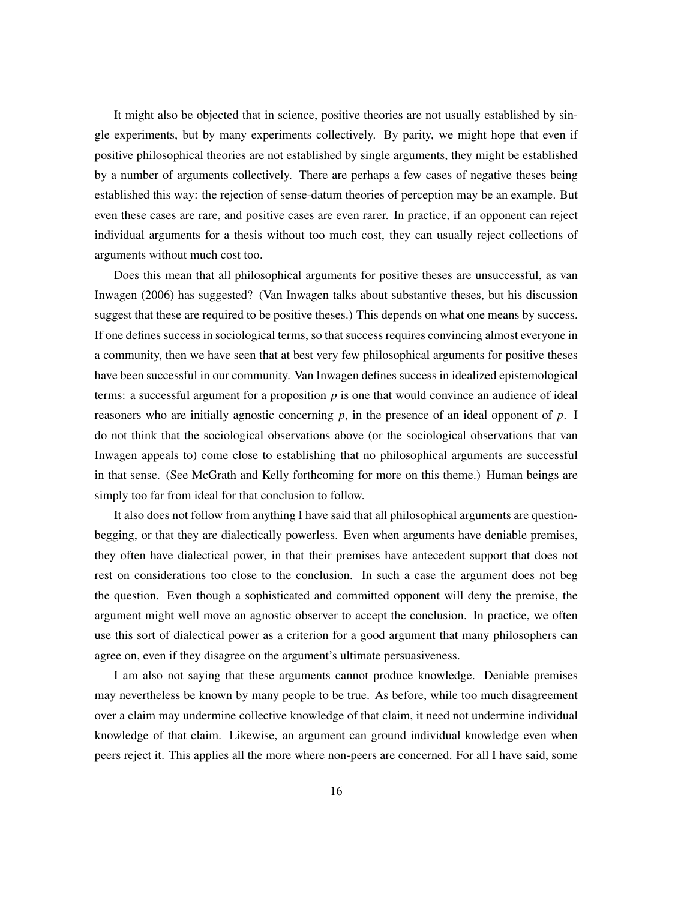It might also be objected that in science, positive theories are not usually established by single experiments, but by many experiments collectively. By parity, we might hope that even if positive philosophical theories are not established by single arguments, they might be established by a number of arguments collectively. There are perhaps a few cases of negative theses being established this way: the rejection of sense-datum theories of perception may be an example. But even these cases are rare, and positive cases are even rarer. In practice, if an opponent can reject individual arguments for a thesis without too much cost, they can usually reject collections of arguments without much cost too.

Does this mean that all philosophical arguments for positive theses are unsuccessful, as van Inwagen (2006) has suggested? (Van Inwagen talks about substantive theses, but his discussion suggest that these are required to be positive theses.) This depends on what one means by success. If one defines success in sociological terms, so that success requires convincing almost everyone in a community, then we have seen that at best very few philosophical arguments for positive theses have been successful in our community. Van Inwagen defines success in idealized epistemological terms: a successful argument for a proposition $p$ is one that would convince an audience of ideal reasoners who are initially agnostic concerning $p$, in the presence of an ideal opponent of $p$. I do not think that the sociological observations above (or the sociological observations that van Inwagen appeals to) come close to establishing that no philosophical arguments are successful in that sense. (See McGrath and Kelly forthcoming for more on this theme.) Human beings are simply too far from ideal for that conclusion to follow.

It also does not follow from anything I have said that all philosophical arguments are question-begging, or that they are dialectically powerless. Even when arguments have deniable premises, they often have dialectical power, in that their premises have antecedent support that does not rest on considerations too close to the conclusion. In such a case the argument does not beg the question. Even though a sophisticated and committed opponent will deny the premise, the argument might well move an agnostic observer to accept the conclusion. In practice, we often use this sort of dialectical power as a criterion for a good argument that many philosophers can agree on, even if they disagree on the argument's ultimate persuasiveness.

I am also not saying that these arguments cannot produce knowledge. Deniable premises may nevertheless be known by many people to be true. As before, while too much disagreement over a claim may undermine collective knowledge of that claim, it need not undermine individual knowledge of that claim. Likewise, an argument can ground individual knowledge even when peers reject it. This applies all the more where non-peers are concerned. For all I have said, some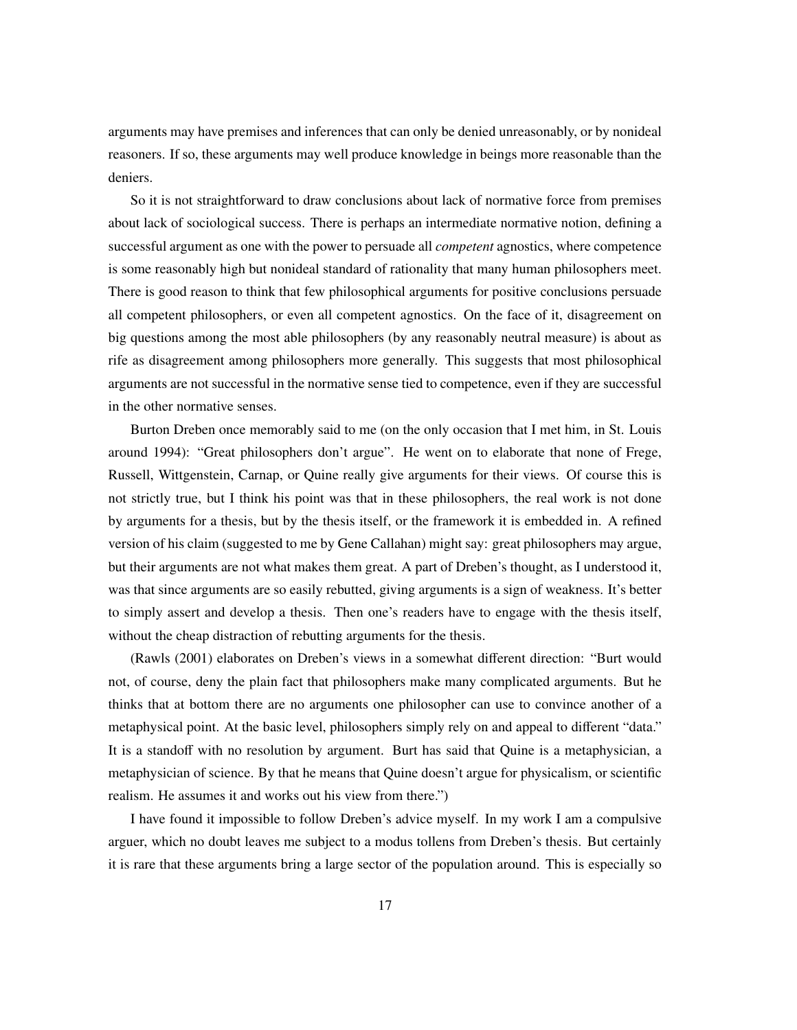arguments may have premises and inferences that can only be denied unreasonably, or by nonideal reasoners. If so, these arguments may well produce knowledge in beings more reasonable than the deniers.

So it is not straightforward to draw conclusions about lack of normative force from premises about lack of sociological success. There is perhaps an intermediate normative notion, defining a successful argument as one with the power to persuade all *competent* agnostics, where competence is some reasonably high but nonideal standard of rationality that many human philosophers meet. There is good reason to think that few philosophical arguments for positive conclusions persuade all competent philosophers, or even all competent agnostics. On the face of it, disagreement on big questions among the most able philosophers (by any reasonably neutral measure) is about as rife as disagreement among philosophers more generally. This suggests that most philosophical arguments are not successful in the normative sense tied to competence, even if they are successful in the other normative senses.

Burton Dreben once memorably said to me (on the only occasion that I met him, in St. Louis around 1994): "Great philosophers don't argue". He went on to elaborate that none of Frege, Russell, Wittgenstein, Carnap, or Quine really give arguments for their views. Of course this is not strictly true, but I think his point was that in these philosophers, the real work is not done by arguments for a thesis, but by the thesis itself, or the framework it is embedded in. A refined version of his claim (suggested to me by Gene Callahan) might say: great philosophers may argue, but their arguments are not what makes them great. A part of Dreben's thought, as I understood it, was that since arguments are so easily rebutted, giving arguments is a sign of weakness. It's better to simply assert and develop a thesis. Then one's readers have to engage with the thesis itself, without the cheap distraction of rebutting arguments for the thesis.

(Rawls (2001) elaborates on Dreben's views in a somewhat different direction: "Burt would not, of course, deny the plain fact that philosophers make many complicated arguments. But he thinks that at bottom there are no arguments one philosopher can use to convince another of a metaphysical point. At the basic level, philosophers simply rely on and appeal to different "data." It is a standoff with no resolution by argument. Burt has said that Quine is a metaphysician, a metaphysician of science. By that he means that Quine doesn't argue for physicalism, or scientific realism. He assumes it and works out his view from there.")

I have found it impossible to follow Dreben's advice myself. In my work I am a compulsive arguer, which no doubt leaves me subject to a modus tollens from Dreben's thesis. But certainly it is rare that these arguments bring a large sector of the population around. This is especially so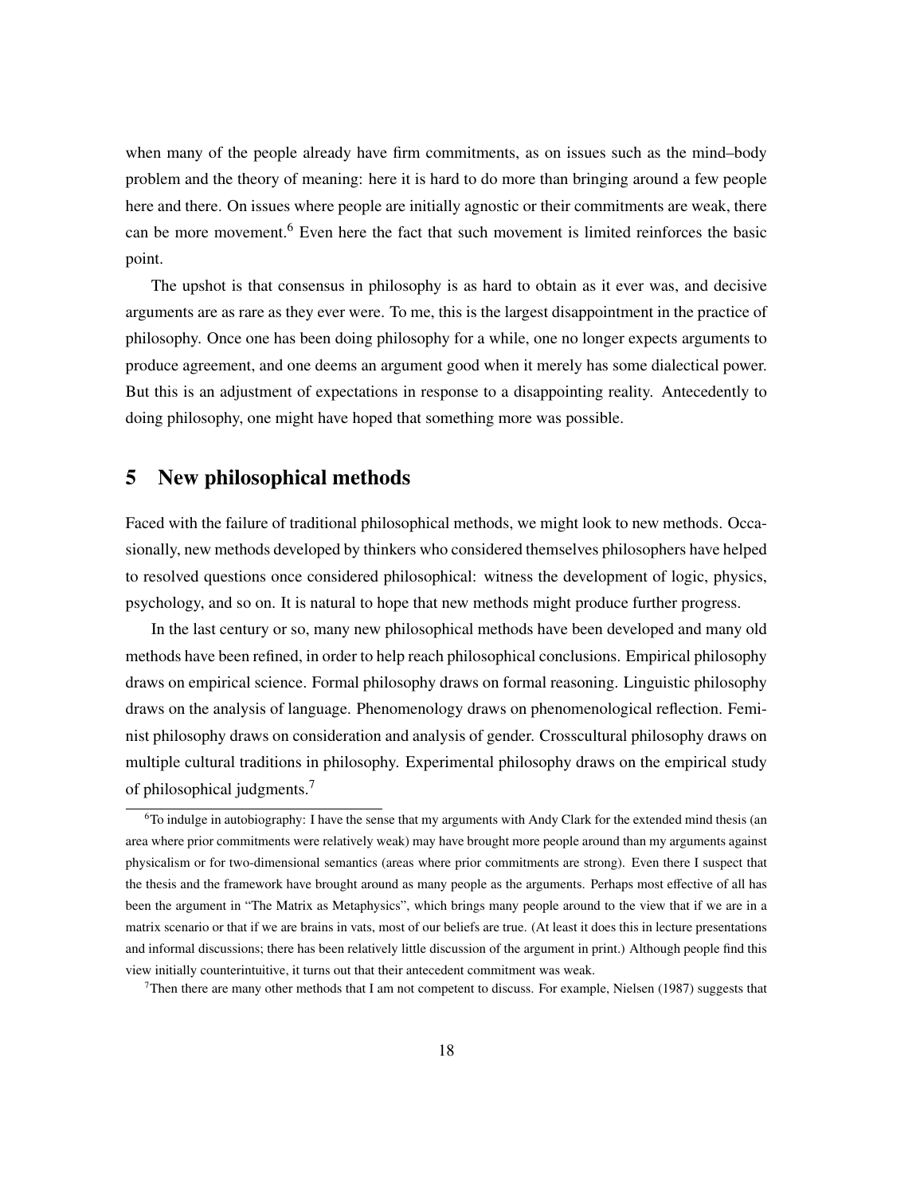when many of the people already have firm commitments, as on issues such as the mind–body problem and the theory of meaning: here it is hard to do more than bringing around a few people here and there. On issues where people are initially agnostic or their commitments are weak, there can be more movement.[6] Even here the fact that such movement is limited reinforces the basic point.

The upshot is that consensus in philosophy is as hard to obtain as it ever was, and decisive arguments are as rare as they ever were. To me, this is the largest disappointment in the practice of philosophy. Once one has been doing philosophy for a while, one no longer expects arguments to produce agreement, and one deems an argument good when it merely has some dialectical power. But this is an adjustment of expectations in response to a disappointing reality. Antecedently to doing philosophy, one might have hoped that something more was possible.

## 5 New philosophical methods

Faced with the failure of traditional philosophical methods, we might look to new methods. Occasionally, new methods developed by thinkers who considered themselves philosophers have helped to resolved questions once considered philosophical: witness the development of logic, physics, psychology, and so on. It is natural to hope that new methods might produce further progress.

In the last century or so, many new philosophical methods have been developed and many old methods have been refined, in order to help reach philosophical conclusions. Empirical philosophy draws on empirical science. Formal philosophy draws on formal reasoning. Linguistic philosophy draws on the analysis of language. Phenomenology draws on phenomenological reflection. Feminist philosophy draws on consideration and analysis of gender. Crosscultural philosophy draws on multiple cultural traditions in philosophy. Experimental philosophy draws on the empirical study of philosophical judgments.[7]

[6] To indulge in autobiography: I have the sense that my arguments with Andy Clark for the extended mind thesis (an area where prior commitments were relatively weak) may have brought more people around than my arguments against physicalism or for two-dimensional semantics (areas where prior commitments are strong). Even there I suspect that the thesis and the framework have brought around as many people as the arguments. Perhaps most effective of all has been the argument in "The Matrix as Metaphysics", which brings many people around to the view that if we are in a matrix scenario or that if we are brains in vats, most of our beliefs are true. (At least it does this in lecture presentations and informal discussions; there has been relatively little discussion of the argument in print.) Although people find this view initially counterintuitive, it turns out that their antecedent commitment was weak.

[7] Then there are many other methods that I am not competent to discuss. For example, Nielsen (1987) suggests that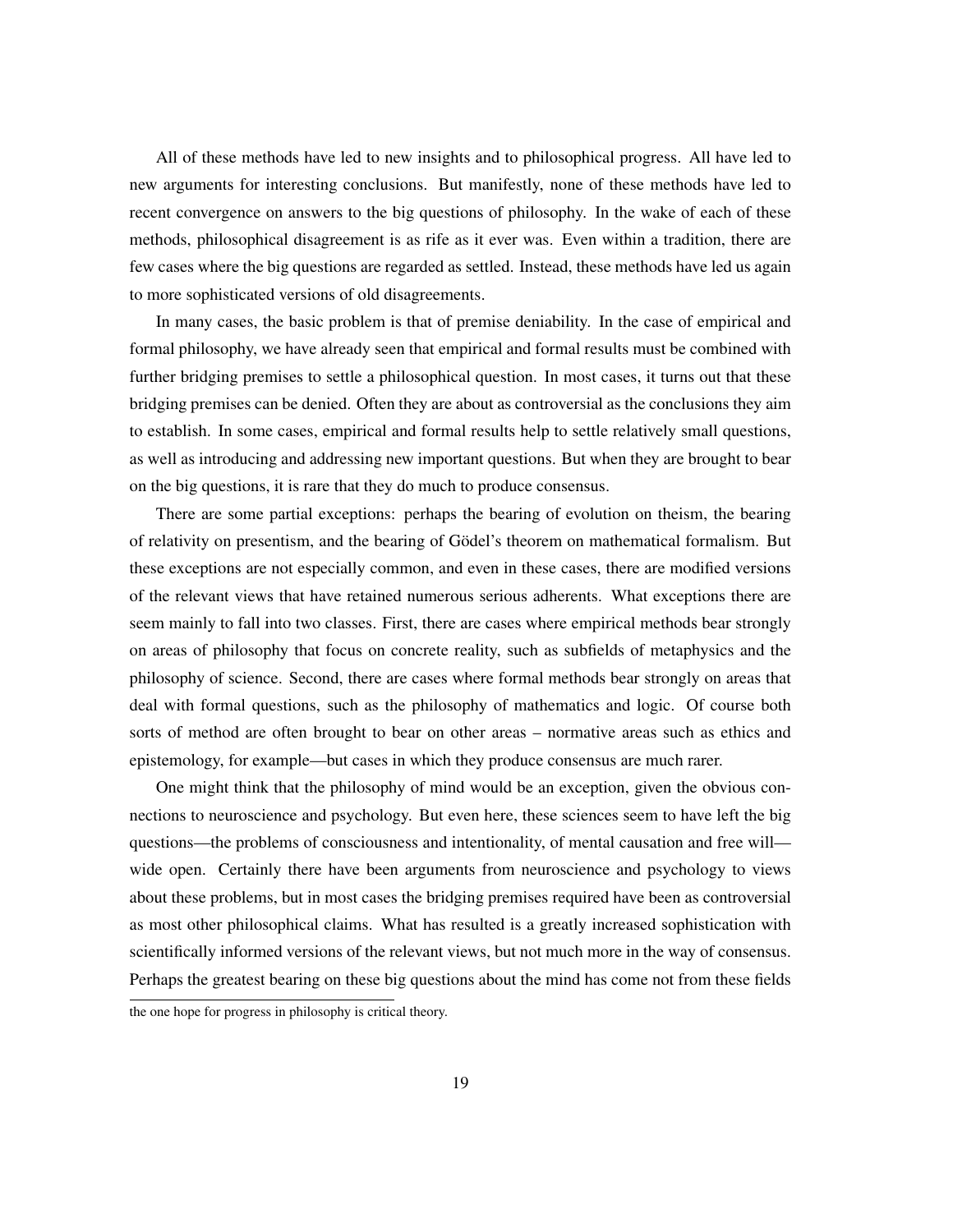All of these methods have led to new insights and to philosophical progress. All have led to new arguments for interesting conclusions. But manifestly, none of these methods have led to recent convergence on answers to the big questions of philosophy. In the wake of each of these methods, philosophical disagreement is as rife as it ever was. Even within a tradition, there are few cases where the big questions are regarded as settled. Instead, these methods have led us again to more sophisticated versions of old disagreements.

In many cases, the basic problem is that of premise deniability. In the case of empirical and formal philosophy, we have already seen that empirical and formal results must be combined with further bridging premises to settle a philosophical question. In most cases, it turns out that these bridging premises can be denied. Often they are about as controversial as the conclusions they aim to establish. In some cases, empirical and formal results help to settle relatively small questions, as well as introducing and addressing new important questions. But when they are brought to bear on the big questions, it is rare that they do much to produce consensus.

There are some partial exceptions: perhaps the bearing of evolution on theism, the bearing of relativity on presentism, and the bearing of Gödel's theorem on mathematical formalism. But these exceptions are not especially common, and even in these cases, there are modified versions of the relevant views that have retained numerous serious adherents. What exceptions there are seem mainly to fall into two classes. First, there are cases where empirical methods bear strongly on areas of philosophy that focus on concrete reality, such as subfields of metaphysics and the philosophy of science. Second, there are cases where formal methods bear strongly on areas that deal with formal questions, such as the philosophy of mathematics and logic. Of course both sorts of method are often brought to bear on other areas – normative areas such as ethics and epistemology, for example—but cases in which they produce consensus are much rarer.

One might think that the philosophy of mind would be an exception, given the obvious connections to neuroscience and psychology. But even here, these sciences seem to have left the big questions—the problems of consciousness and intentionality, of mental causation and free will—wide open. Certainly there have been arguments from neuroscience and psychology to views about these problems, but in most cases the bridging premises required have been as controversial as most other philosophical claims. What has resulted is a greatly increased sophistication with scientifically informed versions of the relevant views, but not much more in the way of consensus. Perhaps the greatest bearing on these big questions about the mind has come not from these fields

---

the one hope for progress in philosophy is critical theory.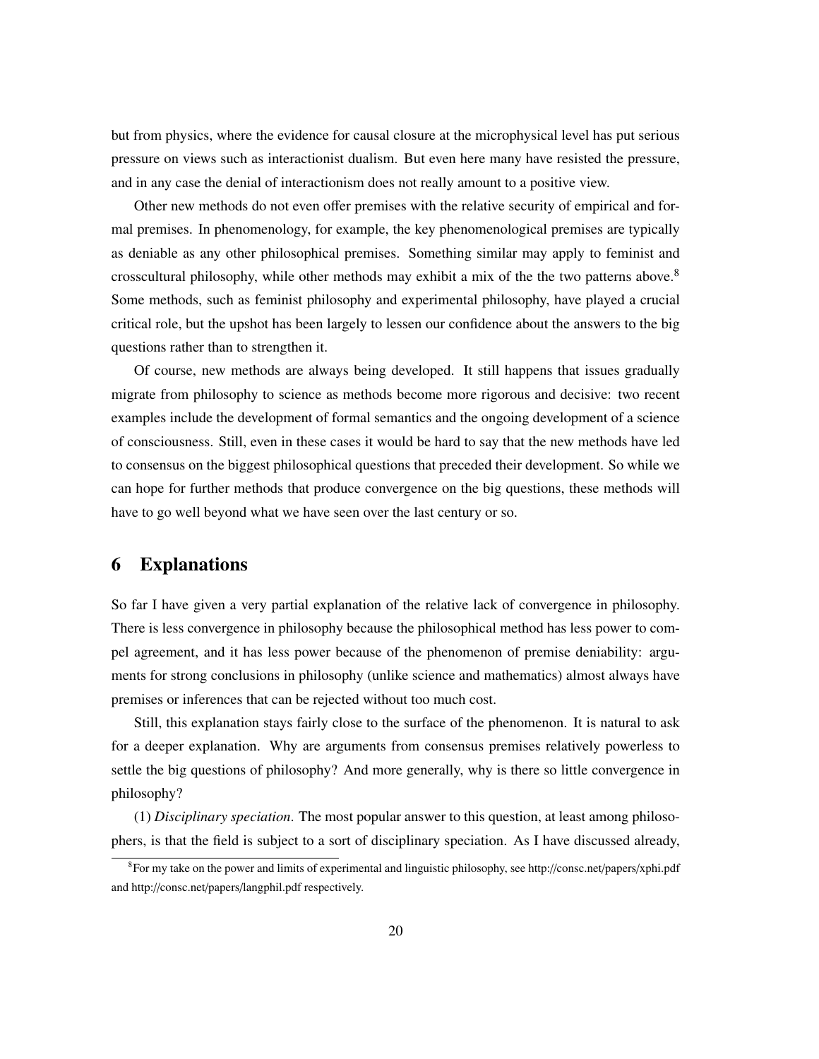but from physics, where the evidence for causal closure at the microphysical level has put serious pressure on views such as interactionist dualism. But even here many have resisted the pressure, and in any case the denial of interactionism does not really amount to a positive view.

Other new methods do not even offer premises with the relative security of empirical and formal premises. In phenomenology, for example, the key phenomenological premises are typically as deniable as any other philosophical premises. Something similar may apply to feminist and crosscultural philosophy, while other methods may exhibit a mix of the the two patterns above.[8] Some methods, such as feminist philosophy and experimental philosophy, have played a crucial critical role, but the upshot has been largely to lessen our confidence about the answers to the big questions rather than to strengthen it.

Of course, new methods are always being developed. It still happens that issues gradually migrate from philosophy to science as methods become more rigorous and decisive: two recent examples include the development of formal semantics and the ongoing development of a science of consciousness. Still, even in these cases it would be hard to say that the new methods have led to consensus on the biggest philosophical questions that preceded their development. So while we can hope for further methods that produce convergence on the big questions, these methods will have to go well beyond what we have seen over the last century or so.

## 6 Explanations

So far I have given a very partial explanation of the relative lack of convergence in philosophy. There is less convergence in philosophy because the philosophical method has less power to compel agreement, and it has less power because of the phenomenon of premise deniability: arguments for strong conclusions in philosophy (unlike science and mathematics) almost always have premises or inferences that can be rejected without too much cost.

Still, this explanation stays fairly close to the surface of the phenomenon. It is natural to ask for a deeper explanation. Why are arguments from consensus premises relatively powerless to settle the big questions of philosophy? And more generally, why is there so little convergence in philosophy?

(1) *Disciplinary speciation*. The most popular answer to this question, at least among philosophers, is that the field is subject to a sort of disciplinary speciation. As I have discussed already,

[8] For my take on the power and limits of experimental and linguistic philosophy, see http://consc.net/papers/xphi.pdf and http://consc.net/papers/langphil.pdf respectively.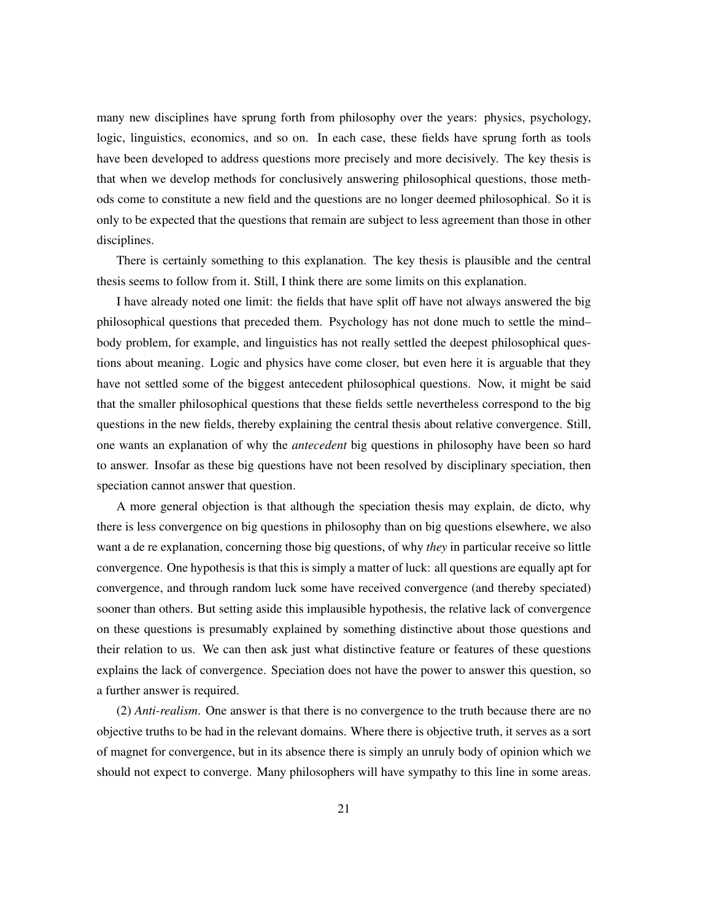many new disciplines have sprung forth from philosophy over the years: physics, psychology, logic, linguistics, economics, and so on. In each case, these fields have sprung forth as tools have been developed to address questions more precisely and more decisively. The key thesis is that when we develop methods for conclusively answering philosophical questions, those methods come to constitute a new field and the questions are no longer deemed philosophical. So it is only to be expected that the questions that remain are subject to less agreement than those in other disciplines.

There is certainly something to this explanation. The key thesis is plausible and the central thesis seems to follow from it. Still, I think there are some limits on this explanation.

I have already noted one limit: the fields that have split off have not always answered the big philosophical questions that preceded them. Psychology has not done much to settle the mind–body problem, for example, and linguistics has not really settled the deepest philosophical questions about meaning. Logic and physics have come closer, but even here it is arguable that they have not settled some of the biggest antecedent philosophical questions. Now, it might be said that the smaller philosophical questions that these fields settle nevertheless correspond to the big questions in the new fields, thereby explaining the central thesis about relative convergence. Still, one wants an explanation of why the *antecedent* big questions in philosophy have been so hard to answer. Insofar as these big questions have not been resolved by disciplinary speciation, then speciation cannot answer that question.

A more general objection is that although the speciation thesis may explain, de dicto, why there is less convergence on big questions in philosophy than on big questions elsewhere, we also want a de re explanation, concerning those big questions, of why *they* in particular receive so little convergence. One hypothesis is that this is simply a matter of luck: all questions are equally apt for convergence, and through random luck some have received convergence (and thereby speciated) sooner than others. But setting aside this implausible hypothesis, the relative lack of convergence on these questions is presumably explained by something distinctive about those questions and their relation to us. We can then ask just what distinctive feature or features of these questions explains the lack of convergence. Speciation does not have the power to answer this question, so a further answer is required.

(2) *Anti-realism*. One answer is that there is no convergence to the truth because there are no objective truths to be had in the relevant domains. Where there is objective truth, it serves as a sort of magnet for convergence, but in its absence there is simply an unruly body of opinion which we should not expect to converge. Many philosophers will have sympathy to this line in some areas.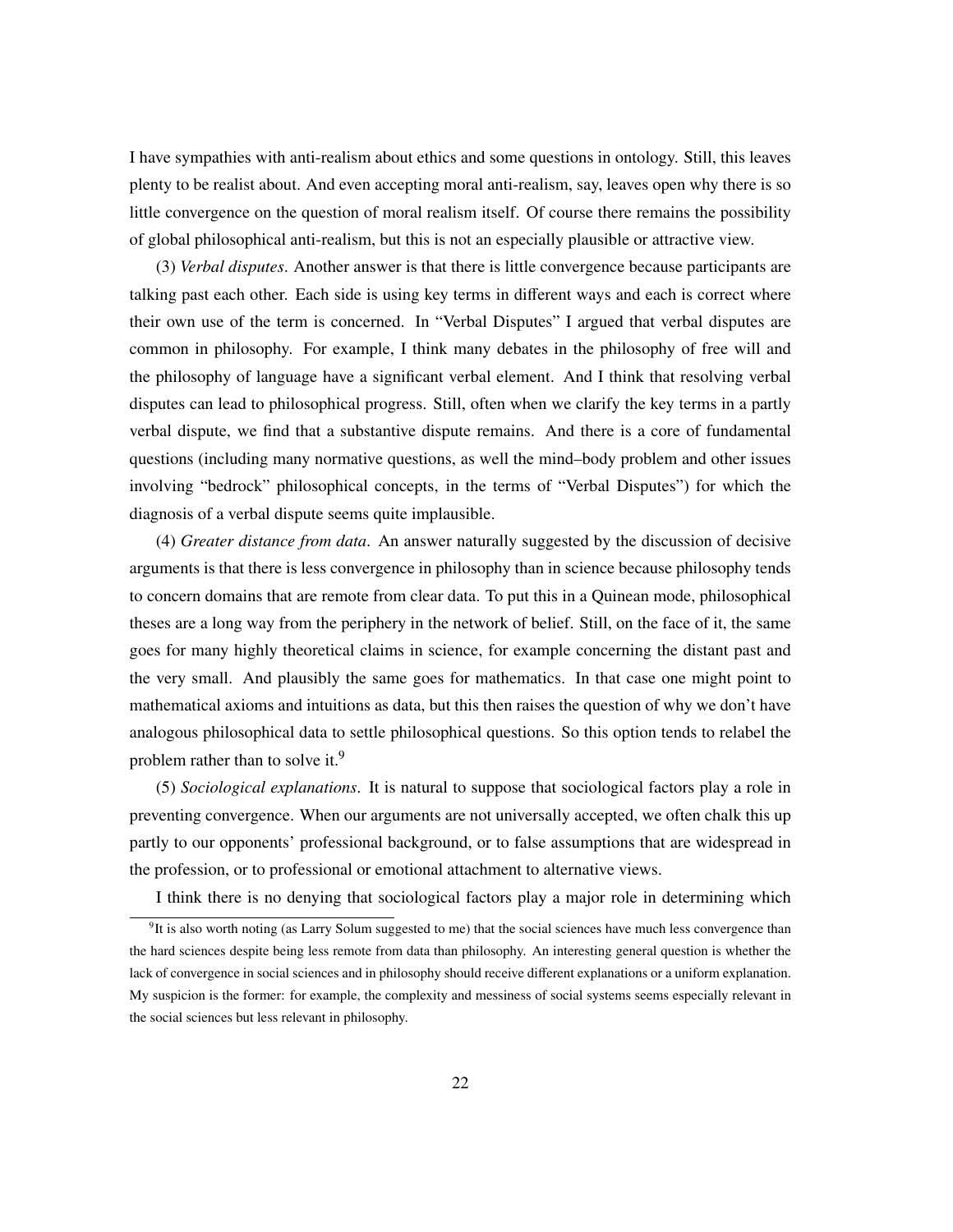I have sympathies with anti-realism about ethics and some questions in ontology. Still, this leaves plenty to be realist about. And even accepting moral anti-realism, say, leaves open why there is so little convergence on the question of moral realism itself. Of course there remains the possibility of global philosophical anti-realism, but this is not an especially plausible or attractive view.

(3) *Verbal disputes*. Another answer is that there is little convergence because participants are talking past each other. Each side is using key terms in different ways and each is correct where their own use of the term is concerned. In "Verbal Disputes" I argued that verbal disputes are common in philosophy. For example, I think many debates in the philosophy of free will and the philosophy of language have a significant verbal element. And I think that resolving verbal disputes can lead to philosophical progress. Still, often when we clarify the key terms in a partly verbal dispute, we find that a substantive dispute remains. And there is a core of fundamental questions (including many normative questions, as well the mind–body problem and other issues involving "bedrock" philosophical concepts, in the terms of "Verbal Disputes") for which the diagnosis of a verbal dispute seems quite implausible.

(4) *Greater distance from data*. An answer naturally suggested by the discussion of decisive arguments is that there is less convergence in philosophy than in science because philosophy tends to concern domains that are remote from clear data. To put this in a Quinean mode, philosophical theses are a long way from the periphery in the network of belief. Still, on the face of it, the same goes for many highly theoretical claims in science, for example concerning the distant past and the very small. And plausibly the same goes for mathematics. In that case one might point to mathematical axioms and intuitions as data, but this then raises the question of why we don't have analogous philosophical data to settle philosophical questions. So this option tends to relabel the problem rather than to solve it.[9]

(5) *Sociological explanations*. It is natural to suppose that sociological factors play a role in preventing convergence. When our arguments are not universally accepted, we often chalk this up partly to our opponents' professional background, or to false assumptions that are widespread in the profession, or to professional or emotional attachment to alternative views.

I think there is no denying that sociological factors play a major role in determining which

[9] It is also worth noting (as Larry Solum suggested to me) that the social sciences have much less convergence than the hard sciences despite being less remote from data than philosophy. An interesting general question is whether the lack of convergence in social sciences and in philosophy should receive different explanations or a uniform explanation. My suspicion is the former: for example, the complexity and messiness of social systems seems especially relevant in the social sciences but less relevant in philosophy.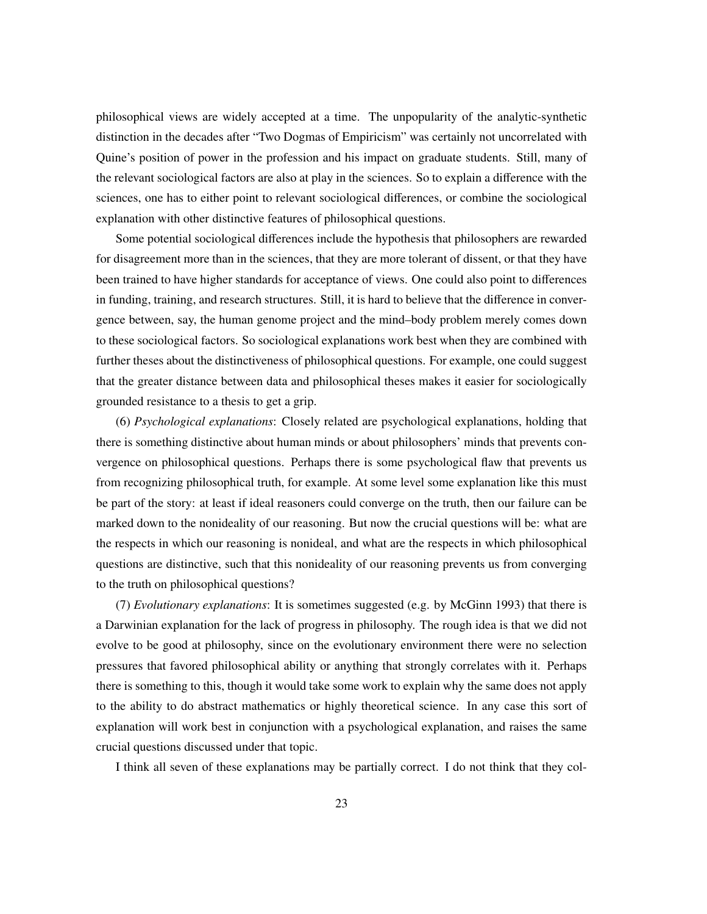philosophical views are widely accepted at a time. The unpopularity of the analytic-synthetic distinction in the decades after "Two Dogmas of Empiricism" was certainly not uncorrelated with Quine's position of power in the profession and his impact on graduate students. Still, many of the relevant sociological factors are also at play in the sciences. So to explain a difference with the sciences, one has to either point to relevant sociological differences, or combine the sociological explanation with other distinctive features of philosophical questions.

Some potential sociological differences include the hypothesis that philosophers are rewarded for disagreement more than in the sciences, that they are more tolerant of dissent, or that they have been trained to have higher standards for acceptance of views. One could also point to differences in funding, training, and research structures. Still, it is hard to believe that the difference in convergence between, say, the human genome project and the mind–body problem merely comes down to these sociological factors. So sociological explanations work best when they are combined with further theses about the distinctiveness of philosophical questions. For example, one could suggest that the greater distance between data and philosophical theses makes it easier for sociologically grounded resistance to a thesis to get a grip.

(6) *Psychological explanations*: Closely related are psychological explanations, holding that there is something distinctive about human minds or about philosophers' minds that prevents convergence on philosophical questions. Perhaps there is some psychological flaw that prevents us from recognizing philosophical truth, for example. At some level some explanation like this must be part of the story: at least if ideal reasoners could converge on the truth, then our failure can be marked down to the nonideality of our reasoning. But now the crucial questions will be: what are the respects in which our reasoning is nonideal, and what are the respects in which philosophical questions are distinctive, such that this nonideality of our reasoning prevents us from converging to the truth on philosophical questions?

(7) *Evolutionary explanations*: It is sometimes suggested (e.g. by McGinn 1993) that there is a Darwinian explanation for the lack of progress in philosophy. The rough idea is that we did not evolve to be good at philosophy, since on the evolutionary environment there were no selection pressures that favored philosophical ability or anything that strongly correlates with it. Perhaps there is something to this, though it would take some work to explain why the same does not apply to the ability to do abstract mathematics or highly theoretical science. In any case this sort of explanation will work best in conjunction with a psychological explanation, and raises the same crucial questions discussed under that topic.

I think all seven of these explanations may be partially correct. I do not think that they col-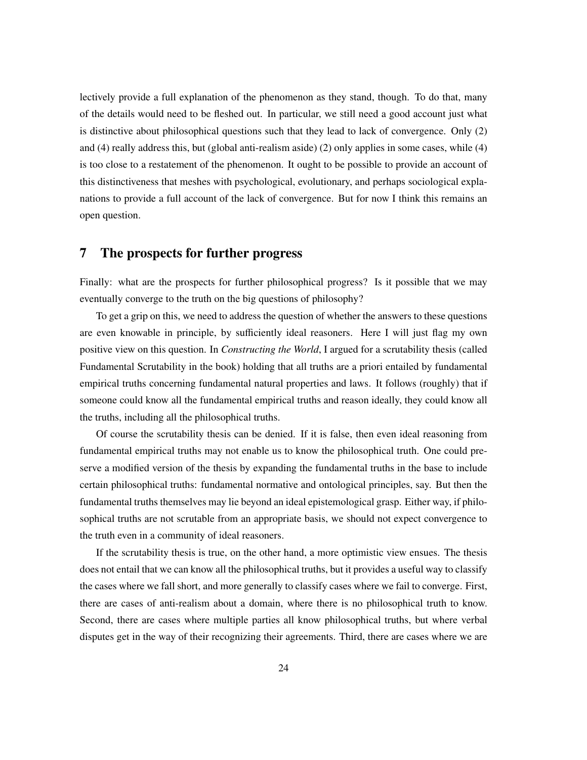lectively provide a full explanation of the phenomenon as they stand, though. To do that, many of the details would need to be fleshed out. In particular, we still need a good account just what is distinctive about philosophical questions such that they lead to lack of convergence. Only (2) and (4) really address this, but (global anti-realism aside) (2) only applies in some cases, while (4) is too close to a restatement of the phenomenon. It ought to be possible to provide an account of this distinctiveness that meshes with psychological, evolutionary, and perhaps sociological explanations to provide a full account of the lack of convergence. But for now I think this remains an open question.

## 7 The prospects for further progress

Finally: what are the prospects for further philosophical progress? Is it possible that we may eventually converge to the truth on the big questions of philosophy?

To get a grip on this, we need to address the question of whether the answers to these questions are even knowable in principle, by sufficiently ideal reasoners. Here I will just flag my own positive view on this question. In *Constructing the World*, I argued for a scrutability thesis (called Fundamental Scrutability in the book) holding that all truths are a priori entailed by fundamental empirical truths concerning fundamental natural properties and laws. It follows (roughly) that if someone could know all the fundamental empirical truths and reason ideally, they could know all the truths, including all the philosophical truths.

Of course the scrutability thesis can be denied. If it is false, then even ideal reasoning from fundamental empirical truths may not enable us to know the philosophical truth. One could preserve a modified version of the thesis by expanding the fundamental truths in the base to include certain philosophical truths: fundamental normative and ontological principles, say. But then the fundamental truths themselves may lie beyond an ideal epistemological grasp. Either way, if philosophical truths are not scrutable from an appropriate basis, we should not expect convergence to the truth even in a community of ideal reasoners.

If the scrutability thesis is true, on the other hand, a more optimistic view ensues. The thesis does not entail that we can know all the philosophical truths, but it provides a useful way to classify the cases where we fall short, and more generally to classify cases where we fail to converge. First, there are cases of anti-realism about a domain, where there is no philosophical truth to know. Second, there are cases where multiple parties all know philosophical truths, but where verbal disputes get in the way of their recognizing their agreements. Third, there are cases where we are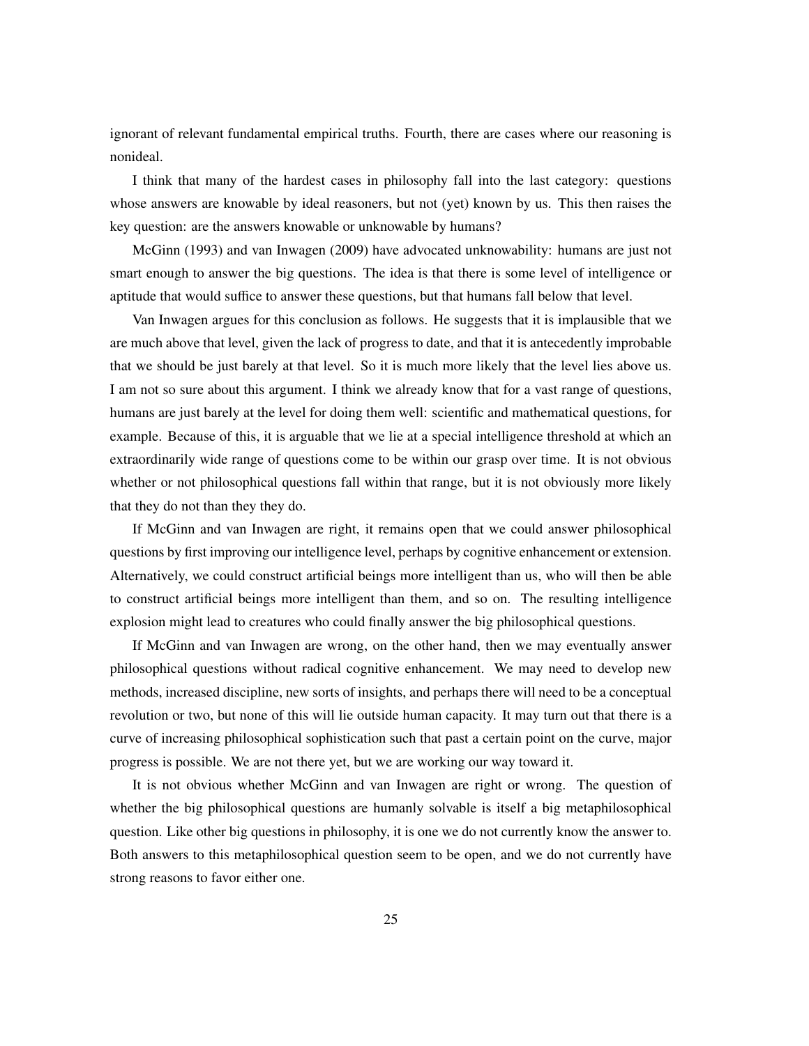ignorant of relevant fundamental empirical truths. Fourth, there are cases where our reasoning is nonideal.

I think that many of the hardest cases in philosophy fall into the last category: questions whose answers are knowable by ideal reasoners, but not (yet) known by us. This then raises the key question: are the answers knowable or unknowable by humans?

McGinn (1993) and van Inwagen (2009) have advocated unknowability: humans are just not smart enough to answer the big questions. The idea is that there is some level of intelligence or aptitude that would suffice to answer these questions, but that humans fall below that level.

Van Inwagen argues for this conclusion as follows. He suggests that it is implausible that we are much above that level, given the lack of progress to date, and that it is antecedently improbable that we should be just barely at that level. So it is much more likely that the level lies above us. I am not so sure about this argument. I think we already know that for a vast range of questions, humans are just barely at the level for doing them well: scientific and mathematical questions, for example. Because of this, it is arguable that we lie at a special intelligence threshold at which an extraordinarily wide range of questions come to be within our grasp over time. It is not obvious whether or not philosophical questions fall within that range, but it is not obviously more likely that they do not than they they do.

If McGinn and van Inwagen are right, it remains open that we could answer philosophical questions by first improving our intelligence level, perhaps by cognitive enhancement or extension. Alternatively, we could construct artificial beings more intelligent than us, who will then be able to construct artificial beings more intelligent than them, and so on. The resulting intelligence explosion might lead to creatures who could finally answer the big philosophical questions.

If McGinn and van Inwagen are wrong, on the other hand, then we may eventually answer philosophical questions without radical cognitive enhancement. We may need to develop new methods, increased discipline, new sorts of insights, and perhaps there will need to be a conceptual revolution or two, but none of this will lie outside human capacity. It may turn out that there is a curve of increasing philosophical sophistication such that past a certain point on the curve, major progress is possible. We are not there yet, but we are working our way toward it.

It is not obvious whether McGinn and van Inwagen are right or wrong. The question of whether the big philosophical questions are humanly solvable is itself a big metaphilosophical question. Like other big questions in philosophy, it is one we do not currently know the answer to. Both answers to this metaphilosophical question seem to be open, and we do not currently have strong reasons to favor either one.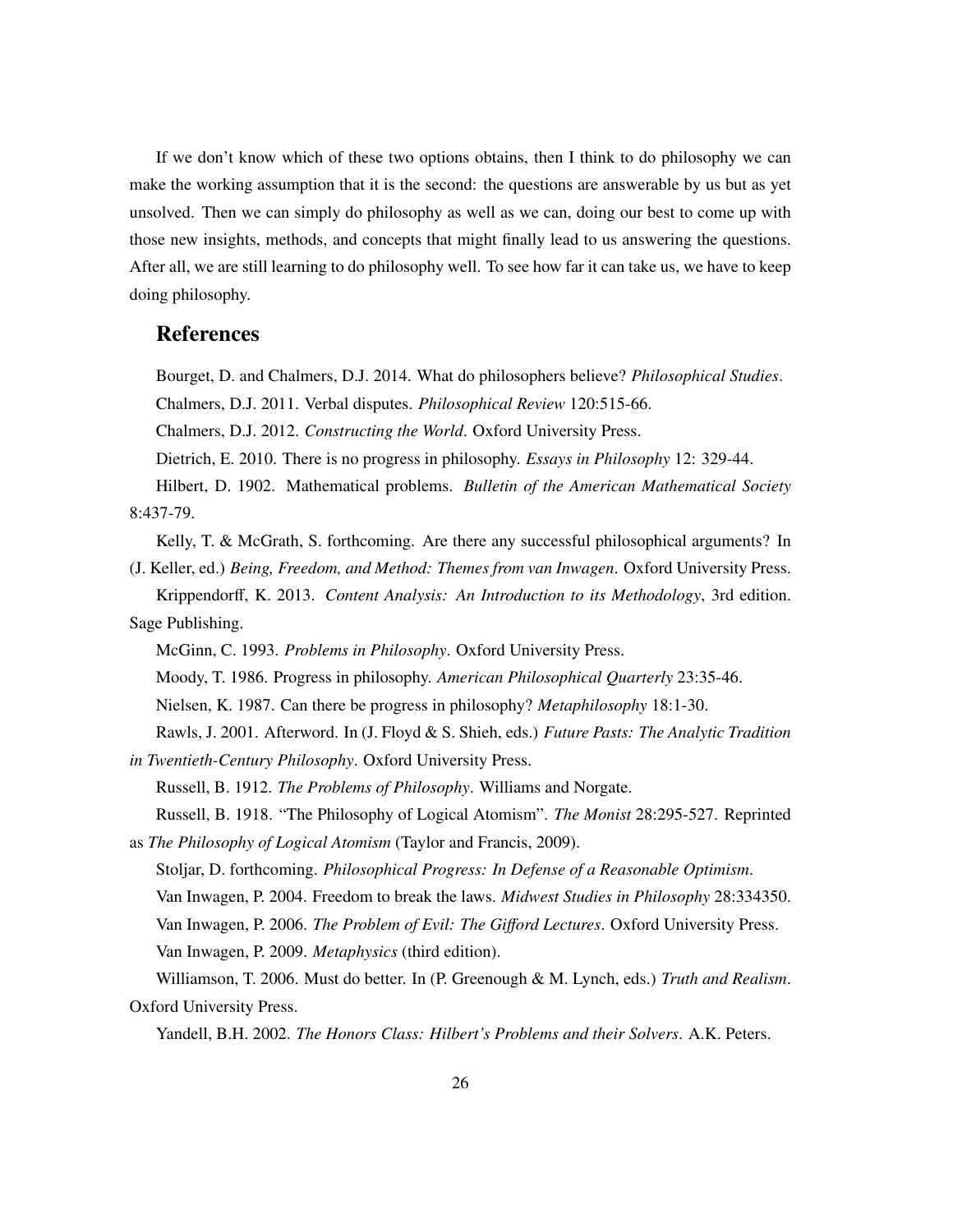If we don't know which of these two options obtains, then I think to do philosophy we can make the working assumption that it is the second: the questions are answerable by us but as yet unsolved. Then we can simply do philosophy as well as we can, doing our best to come up with those new insights, methods, and concepts that might finally lead to us answering the questions. After all, we are still learning to do philosophy well. To see how far it can take us, we have to keep doing philosophy.

## References

Bourget, D. and Chalmers, D.J. 2014. What do philosophers believe? *Philosophical Studies*.

Chalmers, D.J. 2011. Verbal disputes. *Philosophical Review* 120:515-66.

Chalmers, D.J. 2012. *Constructing the World*. Oxford University Press.

Dietrich, E. 2010. There is no progress in philosophy. *Essays in Philosophy* 12: 329-44.

Hilbert, D. 1902. Mathematical problems. *Bulletin of the American Mathematical Society* 8:437-79.

Kelly, T. & McGrath, S. forthcoming. Are there any successful philosophical arguments? In (J. Keller, ed.) *Being, Freedom, and Method: Themes from van Inwagen*. Oxford University Press.

Krippendorff, K. 2013. *Content Analysis: An Introduction to its Methodology*, 3rd edition. Sage Publishing.

McGinn, C. 1993. *Problems in Philosophy*. Oxford University Press.

Moody, T. 1986. Progress in philosophy. *American Philosophical Quarterly* 23:35-46.

Nielsen, K. 1987. Can there be progress in philosophy? *Metaphilosophy* 18:1-30.

Rawls, J. 2001. Afterword. In (J. Floyd & S. Shieh, eds.) *Future Pasts: The Analytic Tradition in Twentieth-Century Philosophy*. Oxford University Press.

Russell, B. 1912. *The Problems of Philosophy*. Williams and Norgate.

Russell, B. 1918. "The Philosophy of Logical Atomism". *The Monist* 28:295-527. Reprinted as *The Philosophy of Logical Atomism* (Taylor and Francis, 2009).

Stoljar, D. forthcoming. *Philosophical Progress: In Defense of a Reasonable Optimism*.

Van Inwagen, P. 2004. Freedom to break the laws. *Midwest Studies in Philosophy* 28:334350.

Van Inwagen, P. 2006. *The Problem of Evil: The Gifford Lectures*. Oxford University Press.

Van Inwagen, P. 2009. *Metaphysics* (third edition).

Williamson, T. 2006. Must do better. In (P. Greenough & M. Lynch, eds.) *Truth and Realism*. Oxford University Press.

Yandell, B.H. 2002. *The Honors Class: Hilbert's Problems and their Solvers*. A.K. Peters.